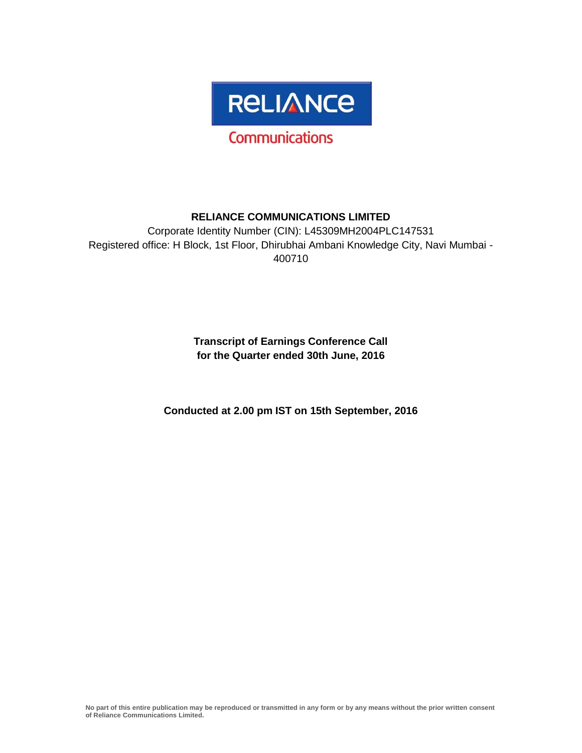RELIANCE

Communications

# RELIANCE COMMUNICATIONS LIMITED

Corporate Identity Number (CIN): L45309MH2004PLC147531

Registered office: H Block, 1st Floor, Dhirubhai Ambani Knowledge City, Navi Mumbai - 400710

## Transcript of Earnings Conference Call for the Quarter ended 30th June, 2016

**Conducted at 2.00 pm IST on 15th September, 2016**

**No part of this entire publication may be reproduced or transmitted in any form or by any means without the prior written consent of Reliance Communications Limited.**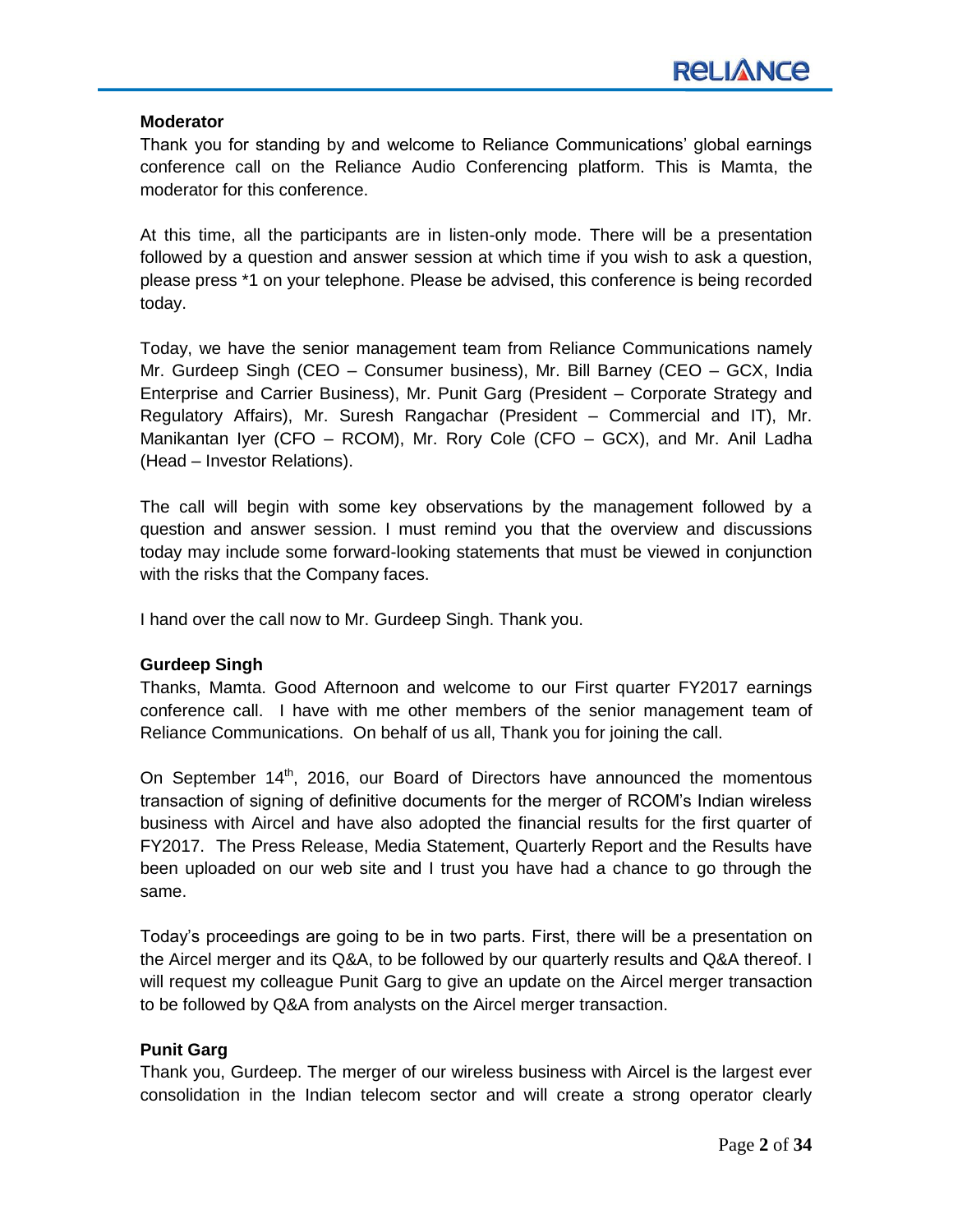**Moderator**

Thank you for standing by and welcome to Reliance Communications' global earnings conference call on the Reliance Audio Conferencing platform. This is Mamta, the moderator for this conference.

At this time, all the participants are in listen-only mode. There will be a presentation followed by a question and answer session at which time if you wish to ask a question, please press *1 on your telephone. Please be advised, this conference is being recorded today.

Today, we have the senior management team from Reliance Communications namely Mr. Gurdeep Singh (CEO – Consumer business), Mr. Bill Barney (CEO – GCX, India Enterprise and Carrier Business), Mr. Punit Garg (President – Corporate Strategy and Regulatory Affairs), Mr. Suresh Rangachar (President – Commercial and IT), Mr. Manikantan Iyer (CFO – RCOM), Mr. Rory Cole (CFO – GCX), and Mr. Anil Ladha (Head – Investor Relations).

The call will begin with some key observations by the management followed by a question and answer session. I must remind you that the overview and discussions today may include some forward-looking statements that must be viewed in conjunction with the risks that the Company faces.

I hand over the call now to Mr. Gurdeep Singh. Thank you.

**Gurdeep Singh**

Thanks, Mamta. Good Afternoon and welcome to our First quarter FY2017 earnings conference call. I have with me other members of the senior management team of Reliance Communications. On behalf of us all, Thank you for joining the call.

On September 14th, 2016, our Board of Directors have announced the momentous transaction of signing of definitive documents for the merger of RCOM's Indian wireless business with Aircel and have also adopted the financial results for the first quarter of FY2017. The Press Release, Media Statement, Quarterly Report and the Results have been uploaded on our web site and I trust you have had a chance to go through the same.

Today's proceedings are going to be in two parts. First, there will be a presentation on the Aircel merger and its Q&A, to be followed by our quarterly results and Q&A thereof. I will request my colleague Punit Garg to give an update on the Aircel merger transaction to be followed by Q&A from analysts on the Aircel merger transaction.

**Punit Garg**

Thank you, Gurdeep. The merger of our wireless business with Aircel is the largest ever consolidation in the Indian telecom sector and will create a strong operator clearly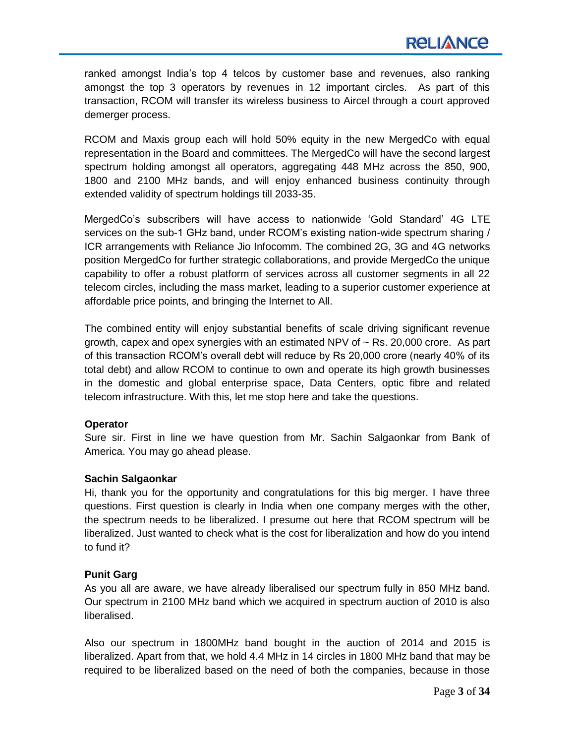ranked amongst India's top 4 telcos by customer base and revenues, also ranking amongst the top 3 operators by revenues in 12 important circles. As part of this transaction, RCOM will transfer its wireless business to Aircel through a court approved demerger process.

RCOM and Maxis group each will hold 50% equity in the new MergedCo with equal representation in the Board and committees. The MergedCo will have the second largest spectrum holding amongst all operators, aggregating 448 MHz across the 850, 900, 1800 and 2100 MHz bands, and will enjoy enhanced business continuity through extended validity of spectrum holdings till 2033-35.

MergedCo's subscribers will have access to nationwide 'Gold Standard' 4G LTE services on the sub-1 GHz band, under RCOM's existing nation-wide spectrum sharing / ICR arrangements with Reliance Jio Infocomm. The combined 2G, 3G and 4G networks position MergedCo for further strategic collaborations, and provide MergedCo the unique capability to offer a robust platform of services across all customer segments in all 22 telecom circles, including the mass market, leading to a superior customer experience at affordable price points, and bringing the Internet to All.

The combined entity will enjoy substantial benefits of scale driving significant revenue growth, capex and opex synergies with an estimated NPV of ~ Rs. 20,000 crore. As part of this transaction RCOM's overall debt will reduce by Rs 20,000 crore (nearly 40% of its total debt) and allow RCOM to continue to own and operate its high growth businesses in the domestic and global enterprise space, Data Centers, optic fibre and related telecom infrastructure. With this, let me stop here and take the questions.

**Operator**

Sure sir. First in line we have question from Mr. Sachin Salgaonkar from Bank of America. You may go ahead please.

**Sachin Salgaonkar**

Hi, thank you for the opportunity and congratulations for this big merger. I have three questions. First question is clearly in India when one company merges with the other, the spectrum needs to be liberalized. I presume out here that RCOM spectrum will be liberalized. Just wanted to check what is the cost for liberalization and how do you intend to fund it?

**Punit Garg**

As you all are aware, we have already liberalised our spectrum fully in 850 MHz band. Our spectrum in 2100 MHz band which we acquired in spectrum auction of 2010 is also liberalised.

Also our spectrum in 1800MHz band bought in the auction of 2014 and 2015 is liberalized. Apart from that, we hold 4.4 MHz in 14 circles in 1800 MHz band that may be required to be liberalized based on the need of both the companies, because in those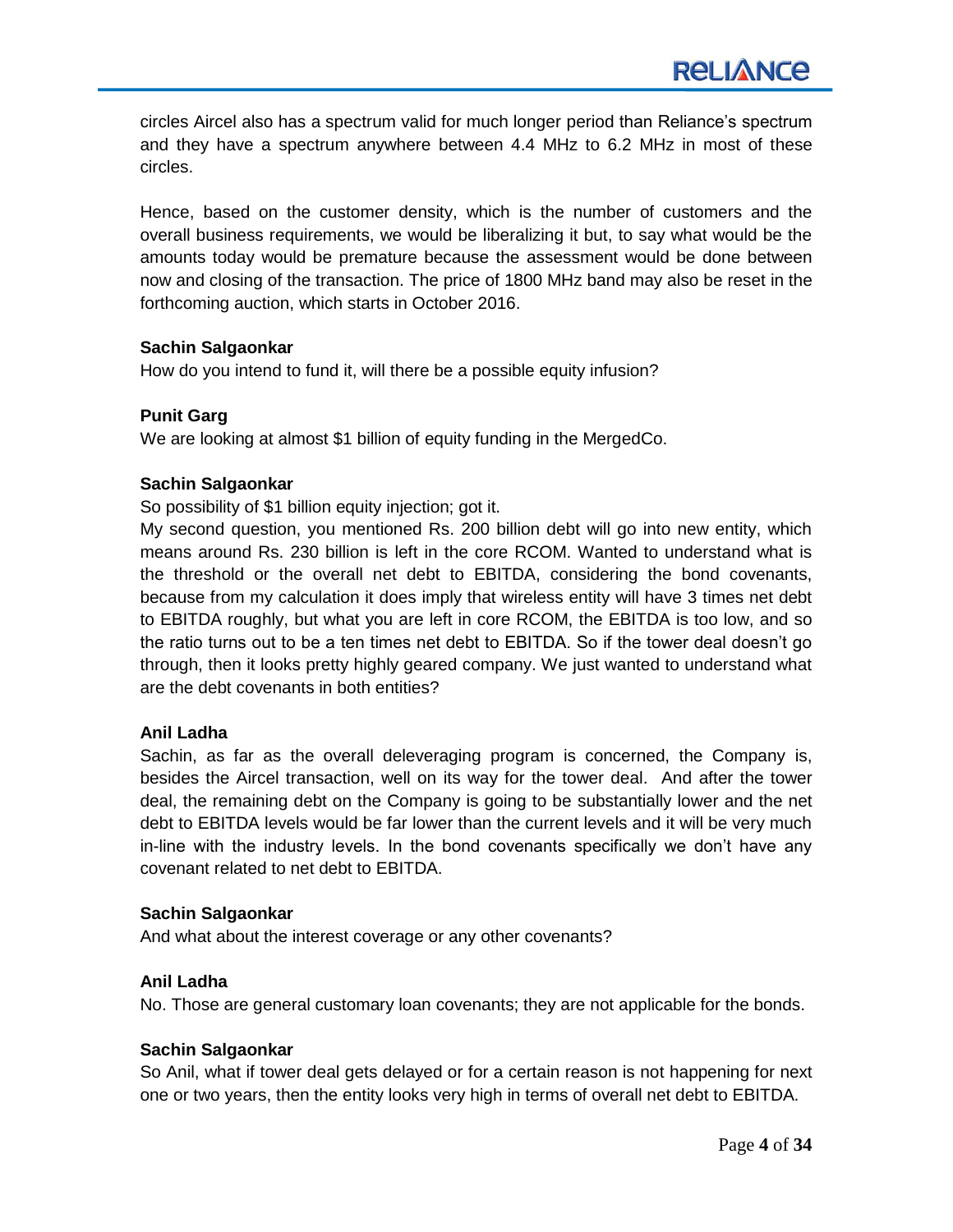circles Aircel also has a spectrum valid for much longer period than Reliance's spectrum and they have a spectrum anywhere between 4.4 MHz to 6.2 MHz in most of these circles.

Hence, based on the customer density, which is the number of customers and the overall business requirements, we would be liberalizing it but, to say what would be the amounts today would be premature because the assessment would be done between now and closing of the transaction. The price of 1800 MHz band may also be reset in the forthcoming auction, which starts in October 2016.

**Sachin Salgaonkar**
How do you intend to fund it, will there be a possible equity infusion?

**Punit Garg**
We are looking at almost $1 billion of equity funding in the MergedCo.

**Sachin Salgaonkar**
So possibility of $1 billion equity injection; got it.
My second question, you mentioned Rs. 200 billion debt will go into new entity, which means around Rs. 230 billion is left in the core RCOM. Wanted to understand what is the threshold or the overall net debt to EBITDA, considering the bond covenants, because from my calculation it does imply that wireless entity will have 3 times net debt to EBITDA roughly, but what you are left in core RCOM, the EBITDA is too low, and so the ratio turns out to be a ten times net debt to EBITDA. So if the tower deal doesn't go through, then it looks pretty highly geared company. We just wanted to understand what are the debt covenants in both entities?

**Anil Ladha**
Sachin, as far as the overall deleveraging program is concerned, the Company is, besides the Aircel transaction, well on its way for the tower deal. And after the tower deal, the remaining debt on the Company is going to be substantially lower and the net debt to EBITDA levels would be far lower than the current levels and it will be very much in-line with the industry levels. In the bond covenants specifically we don't have any covenant related to net debt to EBITDA.

**Sachin Salgaonkar**
And what about the interest coverage or any other covenants?

**Anil Ladha**
No. Those are general customary loan covenants; they are not applicable for the bonds.

**Sachin Salgaonkar**
So Anil, what if tower deal gets delayed or for a certain reason is not happening for next one or two years, then the entity looks very high in terms of overall net debt to EBITDA.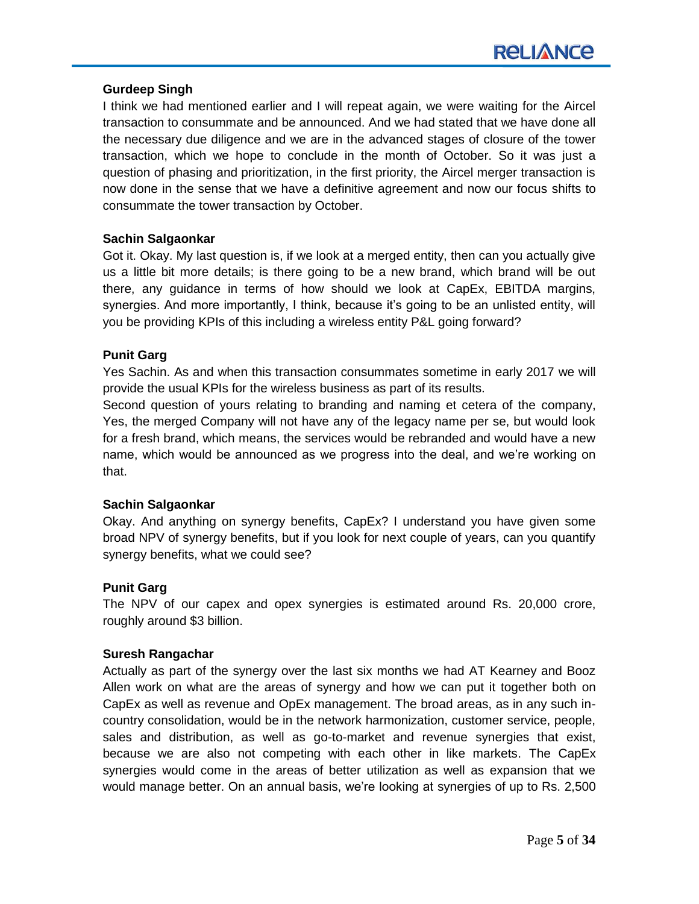**Gurdeep Singh**

I think we had mentioned earlier and I will repeat again, we were waiting for the Aircel transaction to consummate and be announced. And we had stated that we have done all the necessary due diligence and we are in the advanced stages of closure of the tower transaction, which we hope to conclude in the month of October. So it was just a question of phasing and prioritization, in the first priority, the Aircel merger transaction is now done in the sense that we have a definitive agreement and now our focus shifts to consummate the tower transaction by October.

**Sachin Salgaonkar**

Got it. Okay. My last question is, if we look at a merged entity, then can you actually give us a little bit more details; is there going to be a new brand, which brand will be out there, any guidance in terms of how should we look at CapEx, EBITDA margins, synergies. And more importantly, I think, because it's going to be an unlisted entity, will you be providing KPIs of this including a wireless entity P&L going forward?

**Punit Garg**

Yes Sachin. As and when this transaction consummates sometime in early 2017 we will provide the usual KPIs for the wireless business as part of its results.

Second question of yours relating to branding and naming et cetera of the company, Yes, the merged Company will not have any of the legacy name per se, but would look for a fresh brand, which means, the services would be rebranded and would have a new name, which would be announced as we progress into the deal, and we're working on that.

**Sachin Salgaonkar**

Okay. And anything on synergy benefits, CapEx? I understand you have given some broad NPV of synergy benefits, but if you look for next couple of years, can you quantify synergy benefits, what we could see?

**Punit Garg**

The NPV of our capex and opex synergies is estimated around Rs. 20,000 crore, roughly around $3 billion.

**Suresh Rangachar**

Actually as part of the synergy over the last six months we had AT Kearney and Booz Allen work on what are the areas of synergy and how we can put it together both on CapEx as well as revenue and OpEx management. The broad areas, as in any such in-country consolidation, would be in the network harmonization, customer service, people, sales and distribution, as well as go-to-market and revenue synergies that exist, because we are also not competing with each other in like markets. The CapEx synergies would come in the areas of better utilization as well as expansion that we would manage better. On an annual basis, we're looking at synergies of up to Rs. 2,500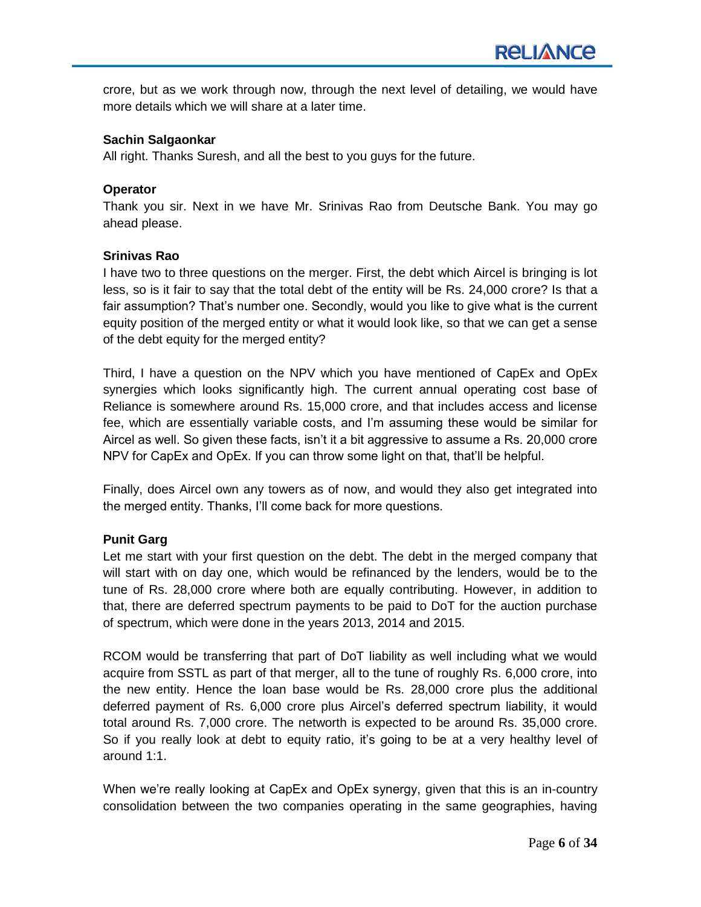crore, but as we work through now, through the next level of detailing, we would have more details which we will share at a later time.

**Sachin Salgaonkar**

All right. Thanks Suresh, and all the best to you guys for the future.

**Operator**

Thank you sir. Next in we have Mr. Srinivas Rao from Deutsche Bank. You may go ahead please.

**Srinivas Rao**

I have two to three questions on the merger. First, the debt which Aircel is bringing is lot less, so is it fair to say that the total debt of the entity will be Rs. 24,000 crore? Is that a fair assumption? That's number one. Secondly, would you like to give what is the current equity position of the merged entity or what it would look like, so that we can get a sense of the debt equity for the merged entity?

Third, I have a question on the NPV which you have mentioned of CapEx and OpEx synergies which looks significantly high. The current annual operating cost base of Reliance is somewhere around Rs. 15,000 crore, and that includes access and license fee, which are essentially variable costs, and I'm assuming these would be similar for Aircel as well. So given these facts, isn't it a bit aggressive to assume a Rs. 20,000 crore NPV for CapEx and OpEx. If you can throw some light on that, that'll be helpful.

Finally, does Aircel own any towers as of now, and would they also get integrated into the merged entity. Thanks, I'll come back for more questions.

**Punit Garg**

Let me start with your first question on the debt. The debt in the merged company that will start with on day one, which would be refinanced by the lenders, would be to the tune of Rs. 28,000 crore where both are equally contributing. However, in addition to that, there are deferred spectrum payments to be paid to DoT for the auction purchase of spectrum, which were done in the years 2013, 2014 and 2015.

RCOM would be transferring that part of DoT liability as well including what we would acquire from SSTL as part of that merger, all to the tune of roughly Rs. 6,000 crore, into the new entity. Hence the loan base would be Rs. 28,000 crore plus the additional deferred payment of Rs. 6,000 crore plus Aircel's deferred spectrum liability, it would total around Rs. 7,000 crore. The networth is expected to be around Rs. 35,000 crore. So if you really look at debt to equity ratio, it's going to be at a very healthy level of around 1:1.

When we're really looking at CapEx and OpEx synergy, given that this is an in-country consolidation between the two companies operating in the same geographies, having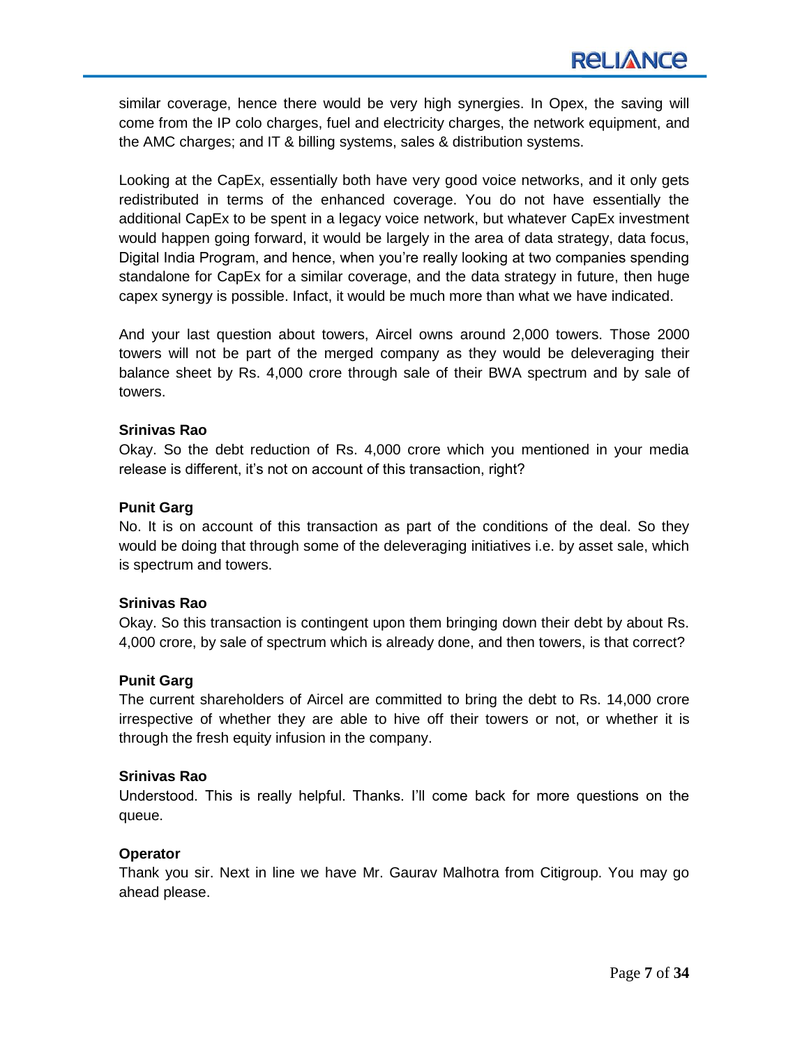similar coverage, hence there would be very high synergies. In Opex, the saving will come from the IP colo charges, fuel and electricity charges, the network equipment, and the AMC charges; and IT & billing systems, sales & distribution systems.

Looking at the CapEx, essentially both have very good voice networks, and it only gets redistributed in terms of the enhanced coverage. You do not have essentially the additional CapEx to be spent in a legacy voice network, but whatever CapEx investment would happen going forward, it would be largely in the area of data strategy, data focus, Digital India Program, and hence, when you're really looking at two companies spending standalone for CapEx for a similar coverage, and the data strategy in future, then huge capex synergy is possible. Infact, it would be much more than what we have indicated.

And your last question about towers, Aircel owns around 2,000 towers. Those 2000 towers will not be part of the merged company as they would be deleveraging their balance sheet by Rs. 4,000 crore through sale of their BWA spectrum and by sale of towers.

**Srinivas Rao**
Okay. So the debt reduction of Rs. 4,000 crore which you mentioned in your media release is different, it's not on account of this transaction, right?

**Punit Garg**
No. It is on account of this transaction as part of the conditions of the deal. So they would be doing that through some of the deleveraging initiatives i.e. by asset sale, which is spectrum and towers.

**Srinivas Rao**
Okay. So this transaction is contingent upon them bringing down their debt by about Rs. 4,000 crore, by sale of spectrum which is already done, and then towers, is that correct?

**Punit Garg**
The current shareholders of Aircel are committed to bring the debt to Rs. 14,000 crore irrespective of whether they are able to hive off their towers or not, or whether it is through the fresh equity infusion in the company.

**Srinivas Rao**
Understood. This is really helpful. Thanks. I'll come back for more questions on the queue.

**Operator**
Thank you sir. Next in line we have Mr. Gaurav Malhotra from Citigroup. You may go ahead please.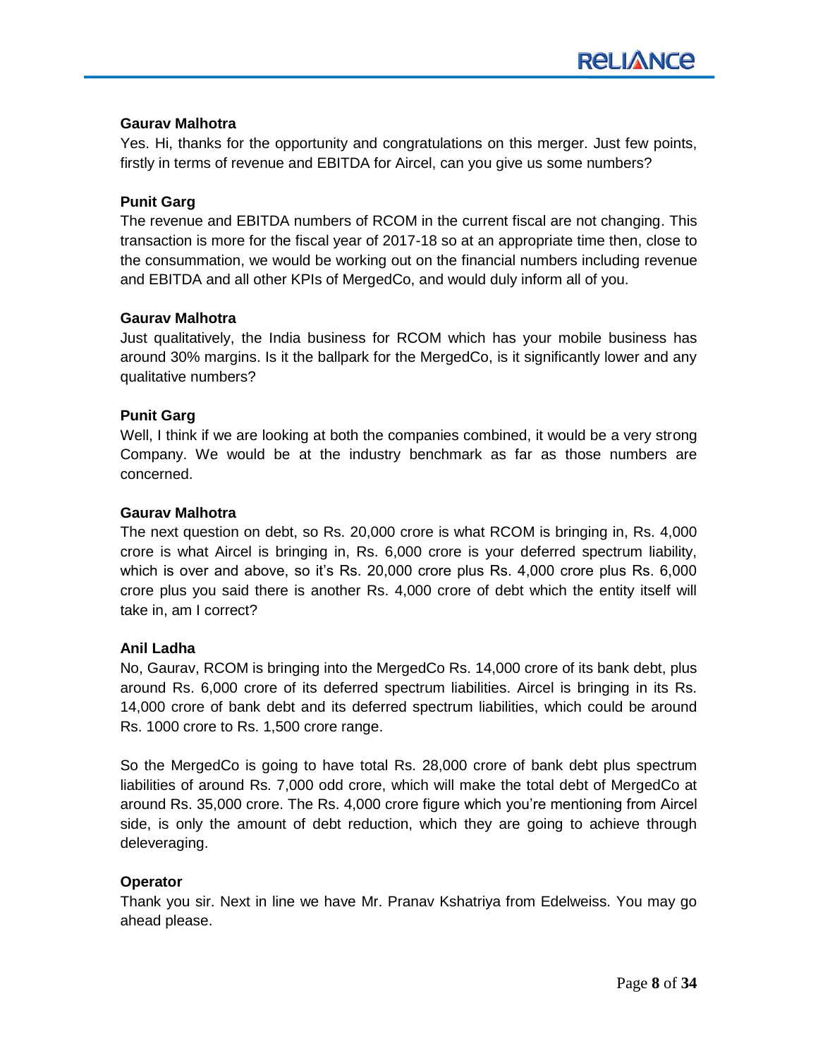**Gaurav Malhotra**

Yes. Hi, thanks for the opportunity and congratulations on this merger. Just few points, firstly in terms of revenue and EBITDA for Aircel, can you give us some numbers?

**Punit Garg**

The revenue and EBITDA numbers of RCOM in the current fiscal are not changing. This transaction is more for the fiscal year of 2017-18 so at an appropriate time then, close to the consummation, we would be working out on the financial numbers including revenue and EBITDA and all other KPIs of MergedCo, and would duly inform all of you.

**Gaurav Malhotra**

Just qualitatively, the India business for RCOM which has your mobile business has around 30% margins. Is it the ballpark for the MergedCo, is it significantly lower and any qualitative numbers?

**Punit Garg**

Well, I think if we are looking at both the companies combined, it would be a very strong Company. We would be at the industry benchmark as far as those numbers are concerned.

**Gaurav Malhotra**

The next question on debt, so Rs. 20,000 crore is what RCOM is bringing in, Rs. 4,000 crore is what Aircel is bringing in, Rs. 6,000 crore is your deferred spectrum liability, which is over and above, so it's Rs. 20,000 crore plus Rs. 4,000 crore plus Rs. 6,000 crore plus you said there is another Rs. 4,000 crore of debt which the entity itself will take in, am I correct?

**Anil Ladha**

No, Gaurav, RCOM is bringing into the MergedCo Rs. 14,000 crore of its bank debt, plus around Rs. 6,000 crore of its deferred spectrum liabilities. Aircel is bringing in its Rs. 14,000 crore of bank debt and its deferred spectrum liabilities, which could be around Rs. 1000 crore to Rs. 1,500 crore range.

So the MergedCo is going to have total Rs. 28,000 crore of bank debt plus spectrum liabilities of around Rs. 7,000 odd crore, which will make the total debt of MergedCo at around Rs. 35,000 crore. The Rs. 4,000 crore figure which you're mentioning from Aircel side, is only the amount of debt reduction, which they are going to achieve through deleveraging.

**Operator**

Thank you sir. Next in line we have Mr. Pranav Kshatriya from Edelweiss. You may go ahead please.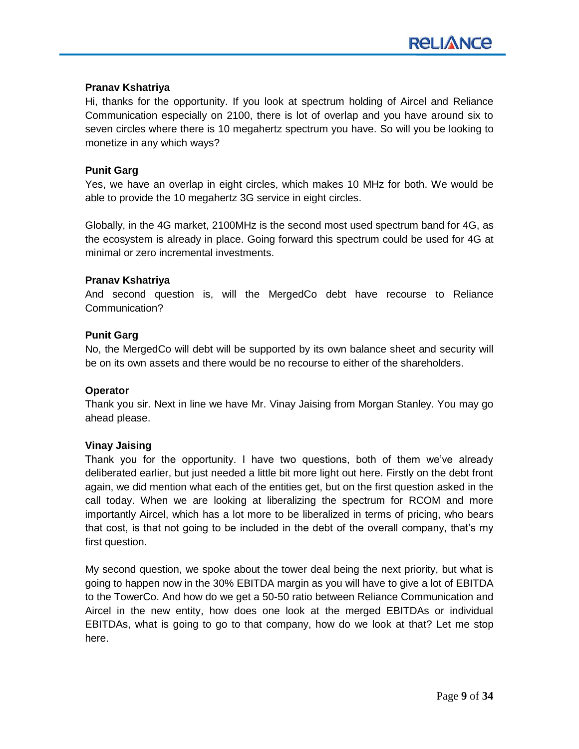**Pranav Kshatriya**

Hi, thanks for the opportunity. If you look at spectrum holding of Aircel and Reliance Communication especially on 2100, there is lot of overlap and you have around six to seven circles where there is 10 megahertz spectrum you have. So will you be looking to monetize in any which ways?

**Punit Garg**

Yes, we have an overlap in eight circles, which makes 10 MHz for both. We would be able to provide the 10 megahertz 3G service in eight circles.

Globally, in the 4G market, 2100MHz is the second most used spectrum band for 4G, as the ecosystem is already in place. Going forward this spectrum could be used for 4G at minimal or zero incremental investments.

**Pranav Kshatriya**

And second question is, will the MergedCo debt have recourse to Reliance Communication?

**Punit Garg**

No, the MergedCo will debt will be supported by its own balance sheet and security will be on its own assets and there would be no recourse to either of the shareholders.

**Operator**

Thank you sir. Next in line we have Mr. Vinay Jaising from Morgan Stanley. You may go ahead please.

**Vinay Jaising**

Thank you for the opportunity. I have two questions, both of them we've already deliberated earlier, but just needed a little bit more light out here. Firstly on the debt front again, we did mention what each of the entities get, but on the first question asked in the call today. When we are looking at liberalizing the spectrum for RCOM and more importantly Aircel, which has a lot more to be liberalized in terms of pricing, who bears that cost, is that not going to be included in the debt of the overall company, that's my first question.

My second question, we spoke about the tower deal being the next priority, but what is going to happen now in the 30% EBITDA margin as you will have to give a lot of EBITDA to the TowerCo. And how do we get a 50-50 ratio between Reliance Communication and Aircel in the new entity, how does one look at the merged EBITDAs or individual EBITDAs, what is going to go to that company, how do we look at that? Let me stop here.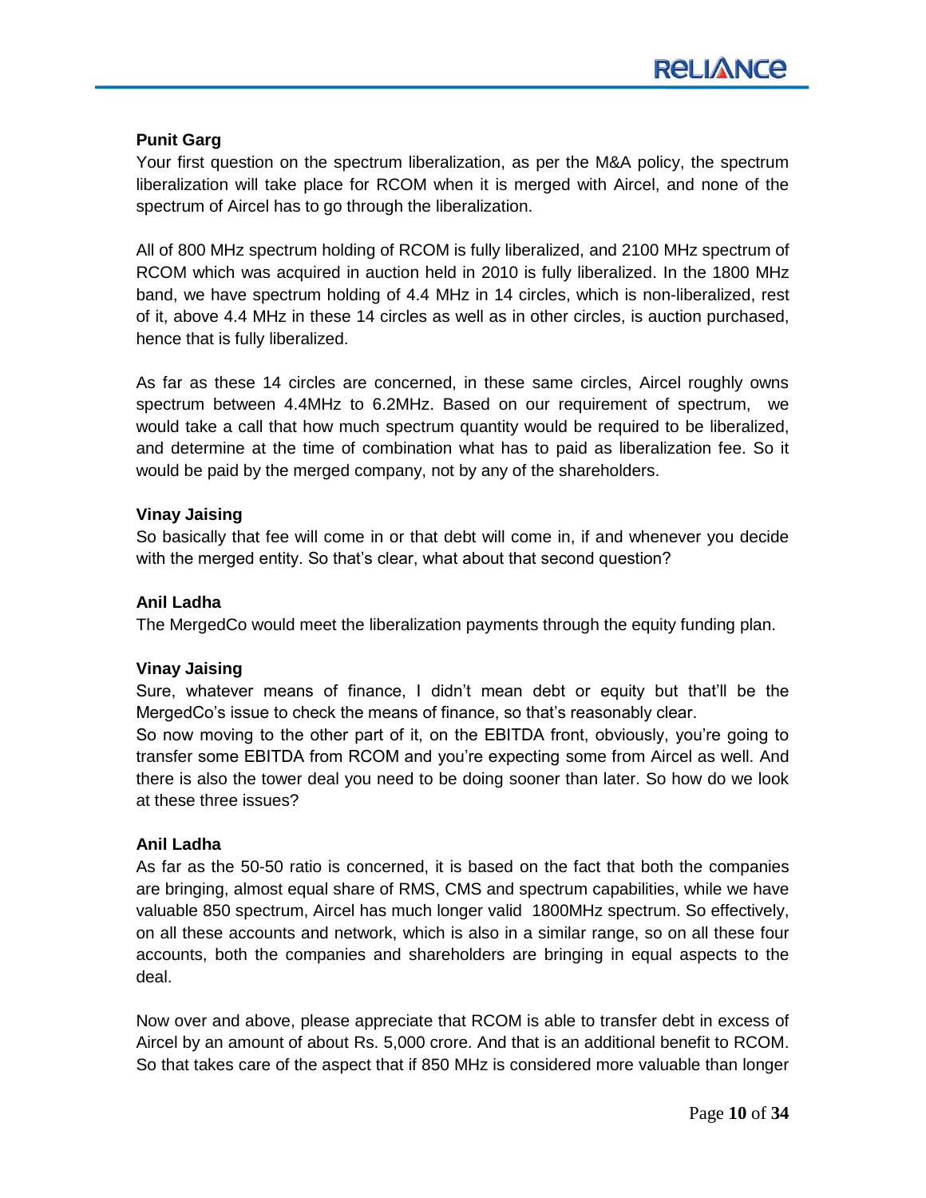**Punit Garg**

Your first question on the spectrum liberalization, as per the M&A policy, the spectrum liberalization will take place for RCOM when it is merged with Aircel, and none of the spectrum of Aircel has to go through the liberalization.

All of 800 MHz spectrum holding of RCOM is fully liberalized, and 2100 MHz spectrum of RCOM which was acquired in auction held in 2010 is fully liberalized. In the 1800 MHz band, we have spectrum holding of 4.4 MHz in 14 circles, which is non-liberalized, rest of it, above 4.4 MHz in these 14 circles as well as in other circles, is auction purchased, hence that is fully liberalized.

As far as these 14 circles are concerned, in these same circles, Aircel roughly owns spectrum between 4.4MHz to 6.2MHz. Based on our requirement of spectrum, we would take a call that how much spectrum quantity would be required to be liberalized, and determine at the time of combination what has to paid as liberalization fee. So it would be paid by the merged company, not by any of the shareholders.

**Vinay Jaising**

So basically that fee will come in or that debt will come in, if and whenever you decide with the merged entity. So that's clear, what about that second question?

**Anil Ladha**

The MergedCo would meet the liberalization payments through the equity funding plan.

**Vinay Jaising**

Sure, whatever means of finance, I didn't mean debt or equity but that'll be the MergedCo's issue to check the means of finance, so that's reasonably clear.

So now moving to the other part of it, on the EBITDA front, obviously, you're going to transfer some EBITDA from RCOM and you're expecting some from Aircel as well. And there is also the tower deal you need to be doing sooner than later. So how do we look at these three issues?

**Anil Ladha**

As far as the 50-50 ratio is concerned, it is based on the fact that both the companies are bringing, almost equal share of RMS, CMS and spectrum capabilities, while we have valuable 850 spectrum, Aircel has much longer valid 1800MHz spectrum. So effectively, on all these accounts and network, which is also in a similar range, so on all these four accounts, both the companies and shareholders are bringing in equal aspects to the deal.

Now over and above, please appreciate that RCOM is able to transfer debt in excess of Aircel by an amount of about Rs. 5,000 crore. And that is an additional benefit to RCOM. So that takes care of the aspect that if 850 MHz is considered more valuable than longer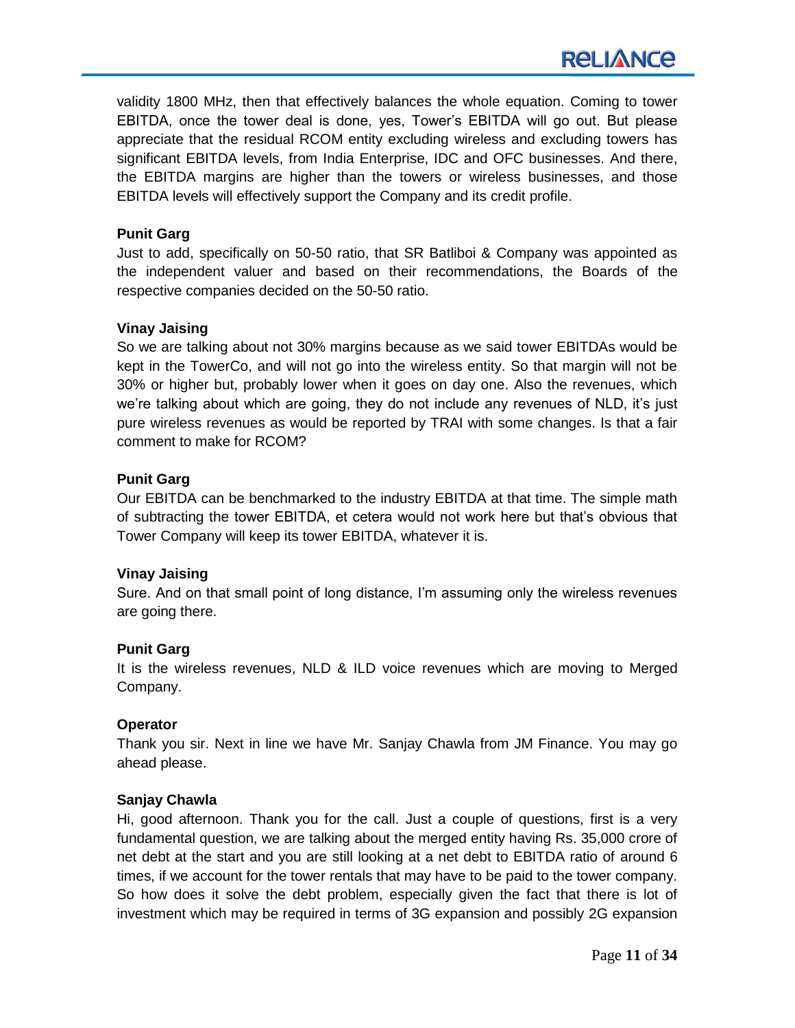validity 1800 MHz, then that effectively balances the whole equation. Coming to tower EBITDA, once the tower deal is done, yes, Tower's EBITDA will go out. But please appreciate that the residual RCOM entity excluding wireless and excluding towers has significant EBITDA levels, from India Enterprise, IDC and OFC businesses. And there, the EBITDA margins are higher than the towers or wireless businesses, and those EBITDA levels will effectively support the Company and its credit profile.

**Punit Garg**

Just to add, specifically on 50-50 ratio, that SR Batliboi & Company was appointed as the independent valuer and based on their recommendations, the Boards of the respective companies decided on the 50-50 ratio.

**Vinay Jaising**

So we are talking about not 30% margins because as we said tower EBITDAs would be kept in the TowerCo, and will not go into the wireless entity. So that margin will not be 30% or higher but, probably lower when it goes on day one. Also the revenues, which we're talking about which are going, they do not include any revenues of NLD, it's just pure wireless revenues as would be reported by TRAI with some changes. Is that a fair comment to make for RCOM?

**Punit Garg**

Our EBITDA can be benchmarked to the industry EBITDA at that time. The simple math of subtracting the tower EBITDA, et cetera would not work here but that's obvious that Tower Company will keep its tower EBITDA, whatever it is.

**Vinay Jaising**

Sure. And on that small point of long distance, I'm assuming only the wireless revenues are going there.

**Punit Garg**

It is the wireless revenues, NLD & ILD voice revenues which are moving to Merged Company.

**Operator**

Thank you sir. Next in line we have Mr. Sanjay Chawla from JM Finance. You may go ahead please.

**Sanjay Chawla**

Hi, good afternoon. Thank you for the call. Just a couple of questions, first is a very fundamental question, we are talking about the merged entity having Rs. 35,000 crore of net debt at the start and you are still looking at a net debt to EBITDA ratio of around 6 times, if we account for the tower rentals that may have to be paid to the tower company. So how does it solve the debt problem, especially given the fact that there is lot of investment which may be required in terms of 3G expansion and possibly 2G expansion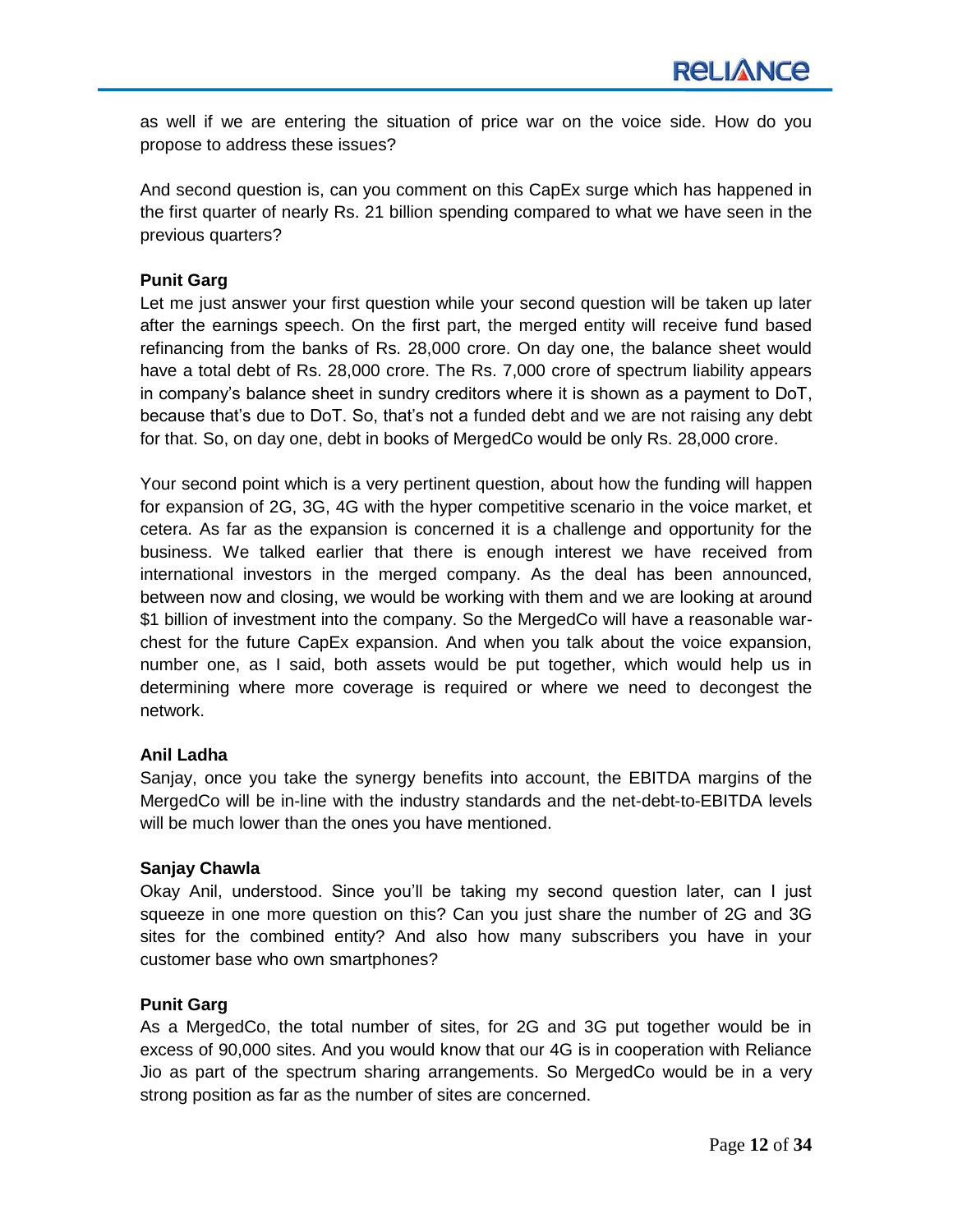as well if we are entering the situation of price war on the voice side. How do you propose to address these issues?

And second question is, can you comment on this CapEx surge which has happened in the first quarter of nearly Rs. 21 billion spending compared to what we have seen in the previous quarters?

**Punit Garg**
Let me just answer your first question while your second question will be taken up later after the earnings speech. On the first part, the merged entity will receive fund based refinancing from the banks of Rs. 28,000 crore. On day one, the balance sheet would have a total debt of Rs. 28,000 crore. The Rs. 7,000 crore of spectrum liability appears in company's balance sheet in sundry creditors where it is shown as a payment to DoT, because that's due to DoT. So, that's not a funded debt and we are not raising any debt for that. So, on day one, debt in books of MergedCo would be only Rs. 28,000 crore.

Your second point which is a very pertinent question, about how the funding will happen for expansion of 2G, 3G, 4G with the hyper competitive scenario in the voice market, et cetera. As far as the expansion is concerned it is a challenge and opportunity for the business. We talked earlier that there is enough interest we have received from international investors in the merged company. As the deal has been announced, between now and closing, we would be working with them and we are looking at around $1 billion of investment into the company. So the MergedCo will have a reasonable war-chest for the future CapEx expansion. And when you talk about the voice expansion, number one, as I said, both assets would be put together, which would help us in determining where more coverage is required or where we need to decongest the network.

**Anil Ladha**
Sanjay, once you take the synergy benefits into account, the EBITDA margins of the MergedCo will be in-line with the industry standards and the net-debt-to-EBITDA levels will be much lower than the ones you have mentioned.

**Sanjay Chawla**
Okay Anil, understood. Since you'll be taking my second question later, can I just squeeze in one more question on this? Can you just share the number of 2G and 3G sites for the combined entity? And also how many subscribers you have in your customer base who own smartphones?

**Punit Garg**
As a MergedCo, the total number of sites, for 2G and 3G put together would be in excess of 90,000 sites. And you would know that our 4G is in cooperation with Reliance Jio as part of the spectrum sharing arrangements. So MergedCo would be in a very strong position as far as the number of sites are concerned.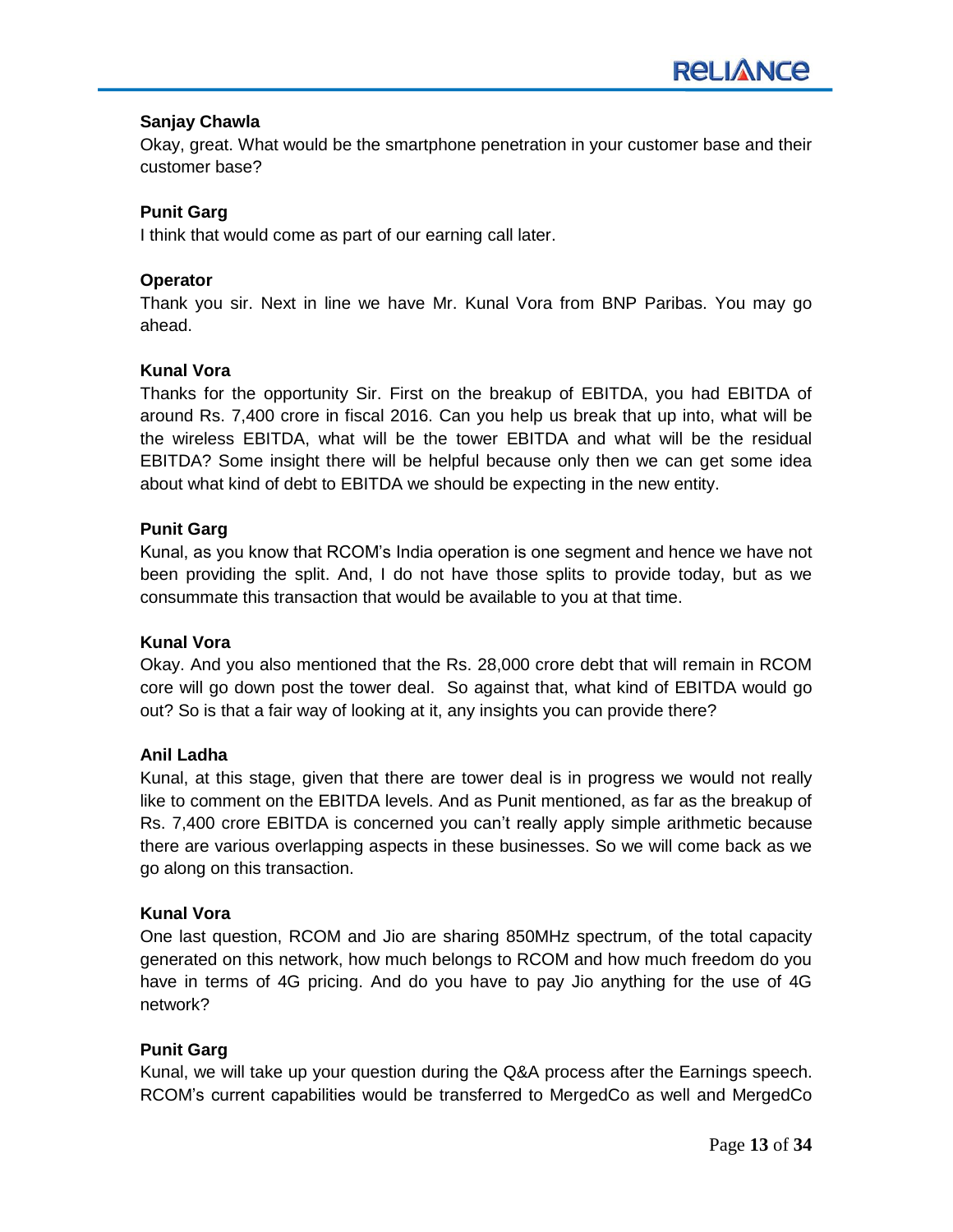**Sanjay Chawla**

Okay, great. What would be the smartphone penetration in your customer base and their customer base?

**Punit Garg**

I think that would come as part of our earning call later.

**Operator**

Thank you sir. Next in line we have Mr. Kunal Vora from BNP Paribas. You may go ahead.

**Kunal Vora**

Thanks for the opportunity Sir. First on the breakup of EBITDA, you had EBITDA of around Rs. 7,400 crore in fiscal 2016. Can you help us break that up into, what will be the wireless EBITDA, what will be the tower EBITDA and what will be the residual EBITDA? Some insight there will be helpful because only then we can get some idea about what kind of debt to EBITDA we should be expecting in the new entity.

**Punit Garg**

Kunal, as you know that RCOM's India operation is one segment and hence we have not been providing the split. And, I do not have those splits to provide today, but as we consummate this transaction that would be available to you at that time.

**Kunal Vora**

Okay. And you also mentioned that the Rs. 28,000 crore debt that will remain in RCOM core will go down post the tower deal. So against that, what kind of EBITDA would go out? So is that a fair way of looking at it, any insights you can provide there?

**Anil Ladha**

Kunal, at this stage, given that there are tower deal is in progress we would not really like to comment on the EBITDA levels. And as Punit mentioned, as far as the breakup of Rs. 7,400 crore EBITDA is concerned you can't really apply simple arithmetic because there are various overlapping aspects in these businesses. So we will come back as we go along on this transaction.

**Kunal Vora**

One last question, RCOM and Jio are sharing 850MHz spectrum, of the total capacity generated on this network, how much belongs to RCOM and how much freedom do you have in terms of 4G pricing. And do you have to pay Jio anything for the use of 4G network?

**Punit Garg**

Kunal, we will take up your question during the Q&A process after the Earnings speech. RCOM's current capabilities would be transferred to MergedCo as well and MergedCo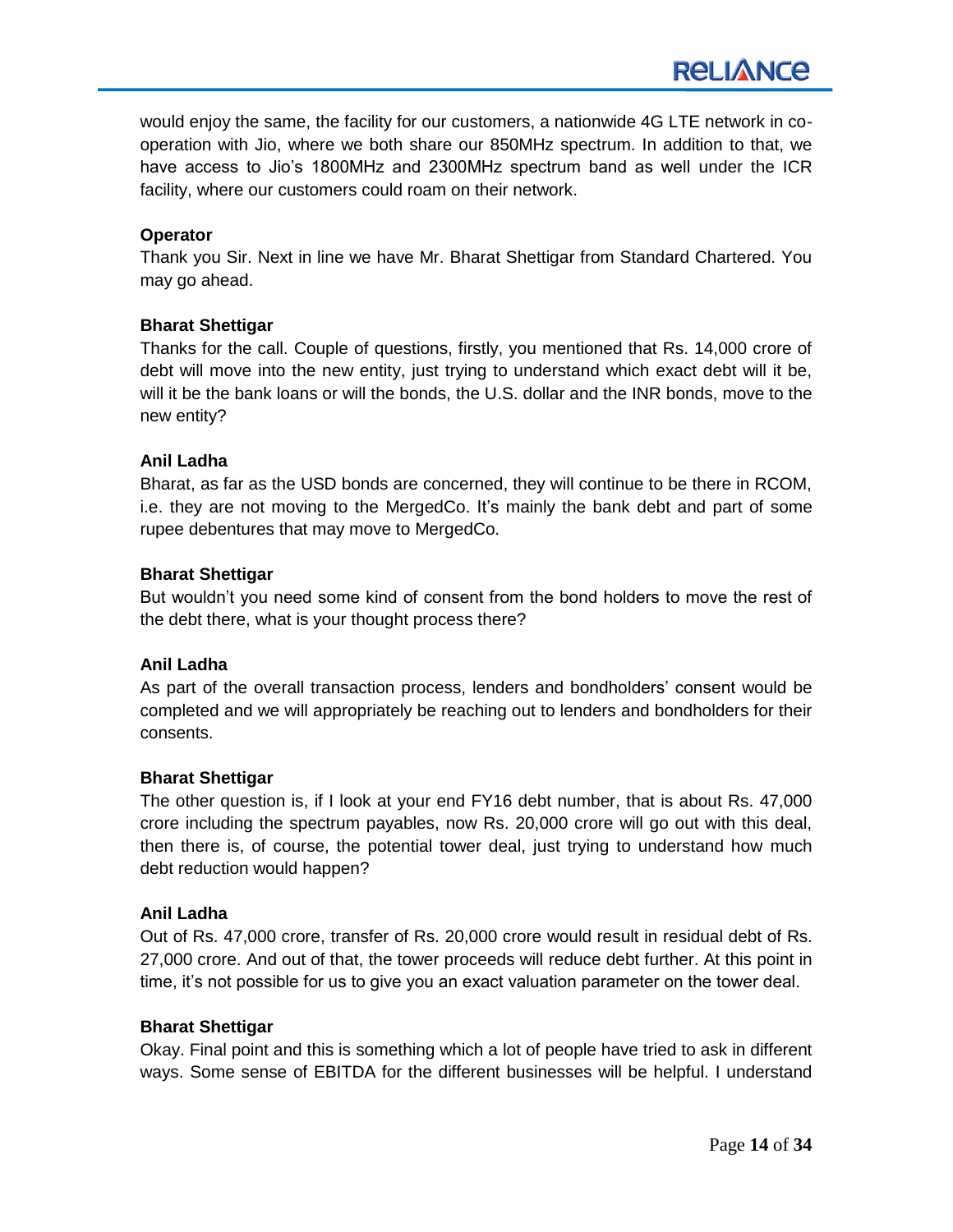would enjoy the same, the facility for our customers, a nationwide 4G LTE network in co-operation with Jio, where we both share our 850MHz spectrum. In addition to that, we have access to Jio's 1800MHz and 2300MHz spectrum band as well under the ICR facility, where our customers could roam on their network.

**Operator**

Thank you Sir. Next in line we have Mr. Bharat Shettigar from Standard Chartered. You may go ahead.

**Bharat Shettigar**

Thanks for the call. Couple of questions, firstly, you mentioned that Rs. 14,000 crore of debt will move into the new entity, just trying to understand which exact debt will it be, will it be the bank loans or will the bonds, the U.S. dollar and the INR bonds, move to the new entity?

**Anil Ladha**

Bharat, as far as the USD bonds are concerned, they will continue to be there in RCOM, i.e. they are not moving to the MergedCo. It's mainly the bank debt and part of some rupee debentures that may move to MergedCo.

**Bharat Shettigar**

But wouldn't you need some kind of consent from the bond holders to move the rest of the debt there, what is your thought process there?

**Anil Ladha**

As part of the overall transaction process, lenders and bondholders' consent would be completed and we will appropriately be reaching out to lenders and bondholders for their consents.

**Bharat Shettigar**

The other question is, if I look at your end FY16 debt number, that is about Rs. 47,000 crore including the spectrum payables, now Rs. 20,000 crore will go out with this deal, then there is, of course, the potential tower deal, just trying to understand how much debt reduction would happen?

**Anil Ladha**

Out of Rs. 47,000 crore, transfer of Rs. 20,000 crore would result in residual debt of Rs. 27,000 crore. And out of that, the tower proceeds will reduce debt further. At this point in time, it's not possible for us to give you an exact valuation parameter on the tower deal.

**Bharat Shettigar**

Okay. Final point and this is something which a lot of people have tried to ask in different ways. Some sense of EBITDA for the different businesses will be helpful. I understand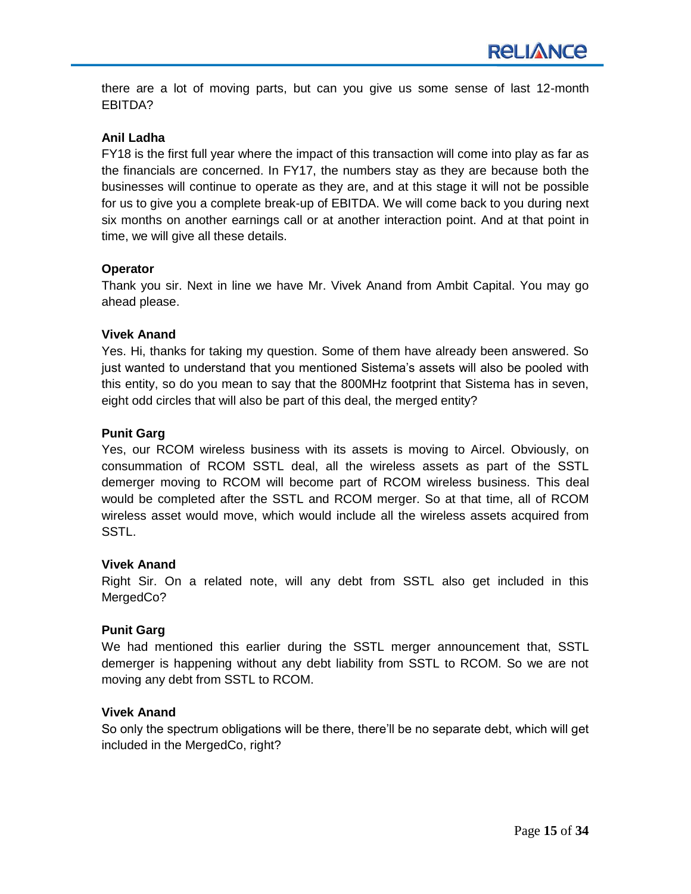there are a lot of moving parts, but can you give us some sense of last 12-month EBITDA?

**Anil Ladha**

FY18 is the first full year where the impact of this transaction will come into play as far as the financials are concerned. In FY17, the numbers stay as they are because both the businesses will continue to operate as they are, and at this stage it will not be possible for us to give you a complete break-up of EBITDA. We will come back to you during next six months on another earnings call or at another interaction point. And at that point in time, we will give all these details.

**Operator**

Thank you sir. Next in line we have Mr. Vivek Anand from Ambit Capital. You may go ahead please.

**Vivek Anand**

Yes. Hi, thanks for taking my question. Some of them have already been answered. So just wanted to understand that you mentioned Sistema's assets will also be pooled with this entity, so do you mean to say that the 800MHz footprint that Sistema has in seven, eight odd circles that will also be part of this deal, the merged entity?

**Punit Garg**

Yes, our RCOM wireless business with its assets is moving to Aircel. Obviously, on consummation of RCOM SSTL deal, all the wireless assets as part of the SSTL demerger moving to RCOM will become part of RCOM wireless business. This deal would be completed after the SSTL and RCOM merger. So at that time, all of RCOM wireless asset would move, which would include all the wireless assets acquired from SSTL.

**Vivek Anand**

Right Sir. On a related note, will any debt from SSTL also get included in this MergedCo?

**Punit Garg**

We had mentioned this earlier during the SSTL merger announcement that, SSTL demerger is happening without any debt liability from SSTL to RCOM. So we are not moving any debt from SSTL to RCOM.

**Vivek Anand**

So only the spectrum obligations will be there, there'll be no separate debt, which will get included in the MergedCo, right?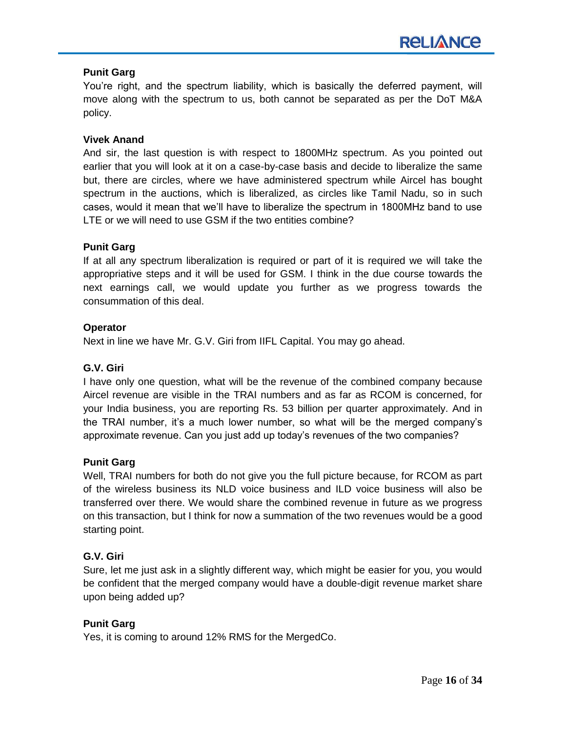**Punit Garg**

You're right, and the spectrum liability, which is basically the deferred payment, will move along with the spectrum to us, both cannot be separated as per the DoT M&A policy.

**Vivek Anand**

And sir, the last question is with respect to 1800MHz spectrum. As you pointed out earlier that you will look at it on a case-by-case basis and decide to liberalize the same but, there are circles, where we have administered spectrum while Aircel has bought spectrum in the auctions, which is liberalized, as circles like Tamil Nadu, so in such cases, would it mean that we'll have to liberalize the spectrum in 1800MHz band to use LTE or we will need to use GSM if the two entities combine?

**Punit Garg**

If at all any spectrum liberalization is required or part of it is required we will take the appropriative steps and it will be used for GSM. I think in the due course towards the next earnings call, we would update you further as we progress towards the consummation of this deal.

**Operator**

Next in line we have Mr. G.V. Giri from IIFL Capital. You may go ahead.

**G.V. Giri**

I have only one question, what will be the revenue of the combined company because Aircel revenue are visible in the TRAI numbers and as far as RCOM is concerned, for your India business, you are reporting Rs. 53 billion per quarter approximately. And in the TRAI number, it's a much lower number, so what will be the merged company's approximate revenue. Can you just add up today's revenues of the two companies?

**Punit Garg**

Well, TRAI numbers for both do not give you the full picture because, for RCOM as part of the wireless business its NLD voice business and ILD voice business will also be transferred over there. We would share the combined revenue in future as we progress on this transaction, but I think for now a summation of the two revenues would be a good starting point.

**G.V. Giri**

Sure, let me just ask in a slightly different way, which might be easier for you, you would be confident that the merged company would have a double-digit revenue market share upon being added up?

**Punit Garg**

Yes, it is coming to around 12% RMS for the MergedCo.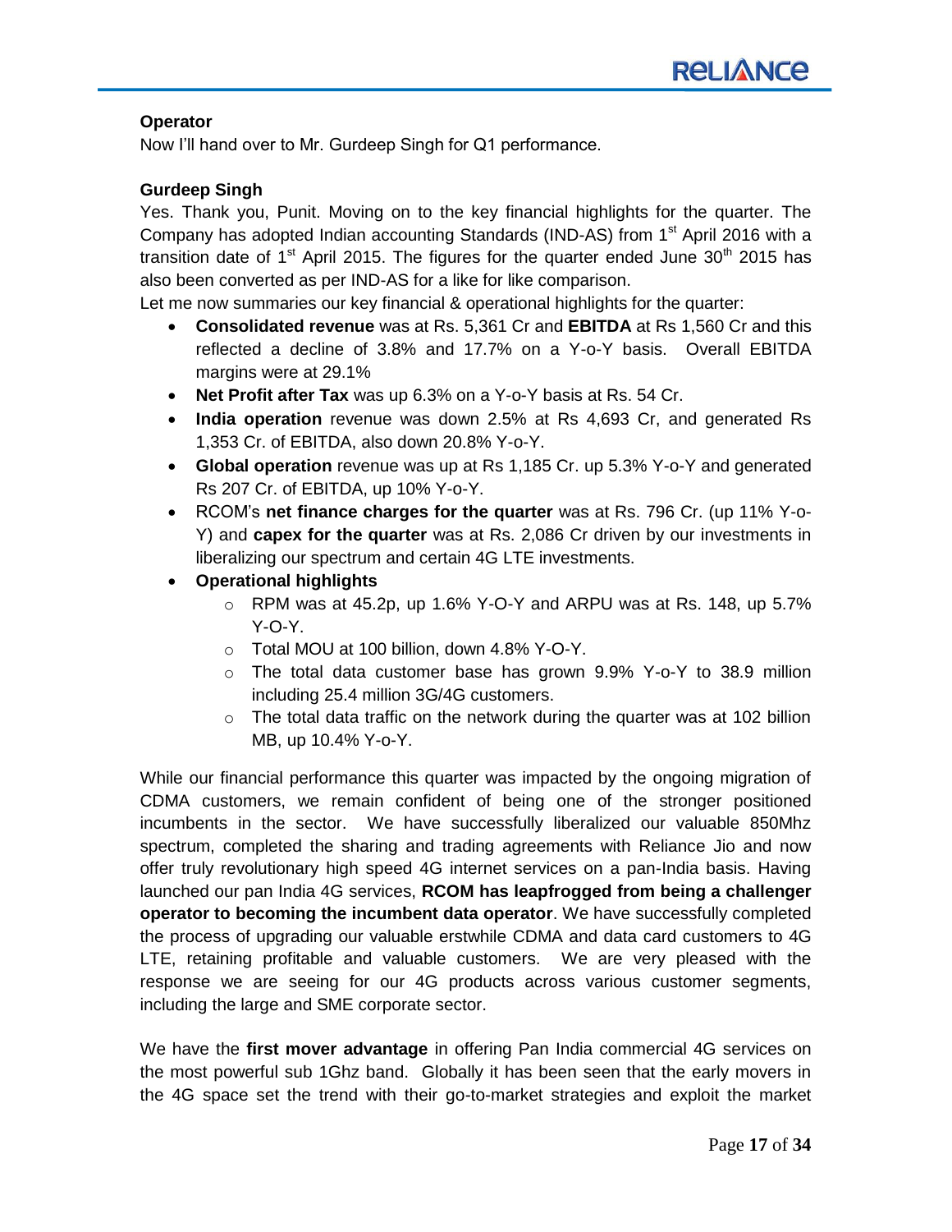**Operator**

Now I'll hand over to Mr. Gurdeep Singh for Q1 performance.

**Gurdeep Singh**

Yes. Thank you, Punit. Moving on to the key financial highlights for the quarter. The Company has adopted Indian accounting Standards (IND-AS) from 1st April 2016 with a transition date of 1st April 2015. The figures for the quarter ended June 30th 2015 has also been converted as per IND-AS for a like for like comparison.

Let me now summaries our key financial & operational highlights for the quarter:

- **Consolidated revenue** was at Rs. 5,361 Cr and **EBITDA** at Rs 1,560 Cr and this reflected a decline of 3.8% and 17.7% on a Y-o-Y basis. Overall EBITDA margins were at 29.1%
- **Net Profit after Tax** was up 6.3% on a Y-o-Y basis at Rs. 54 Cr.
- **India operation** revenue was down 2.5% at Rs 4,693 Cr, and generated Rs 1,353 Cr. of EBITDA, also down 20.8% Y-o-Y.
- **Global operation** revenue was up at Rs 1,185 Cr. up 5.3% Y-o-Y and generated Rs 207 Cr. of EBITDA, up 10% Y-o-Y.
- RCOM's **net finance charges for the quarter** was at Rs. 796 Cr. (up 11% Y-o-Y) and **capex for the quarter** was at Rs. 2,086 Cr driven by our investments in liberalizing our spectrum and certain 4G LTE investments.
- **Operational highlights**
  - RPM was at 45.2p, up 1.6% Y-O-Y and ARPU was at Rs. 148, up 5.7% Y-O-Y.
  - Total MOU at 100 billion, down 4.8% Y-O-Y.
  - The total data customer base has grown 9.9% Y-o-Y to 38.9 million including 25.4 million 3G/4G customers.
  - The total data traffic on the network during the quarter was at 102 billion MB, up 10.4% Y-o-Y.

While our financial performance this quarter was impacted by the ongoing migration of CDMA customers, we remain confident of being one of the stronger positioned incumbents in the sector. We have successfully liberalized our valuable 850Mhz spectrum, completed the sharing and trading agreements with Reliance Jio and now offer truly revolutionary high speed 4G internet services on a pan-India basis. Having launched our pan India 4G services, **RCOM has leapfrogged from being a challenger operator to becoming the incumbent data operator**. We have successfully completed the process of upgrading our valuable erstwhile CDMA and data card customers to 4G LTE, retaining profitable and valuable customers. We are very pleased with the response we are seeing for our 4G products across various customer segments, including the large and SME corporate sector.

We have the **first mover advantage** in offering Pan India commercial 4G services on the most powerful sub 1Ghz band. Globally it has been seen that the early movers in the 4G space set the trend with their go-to-market strategies and exploit the market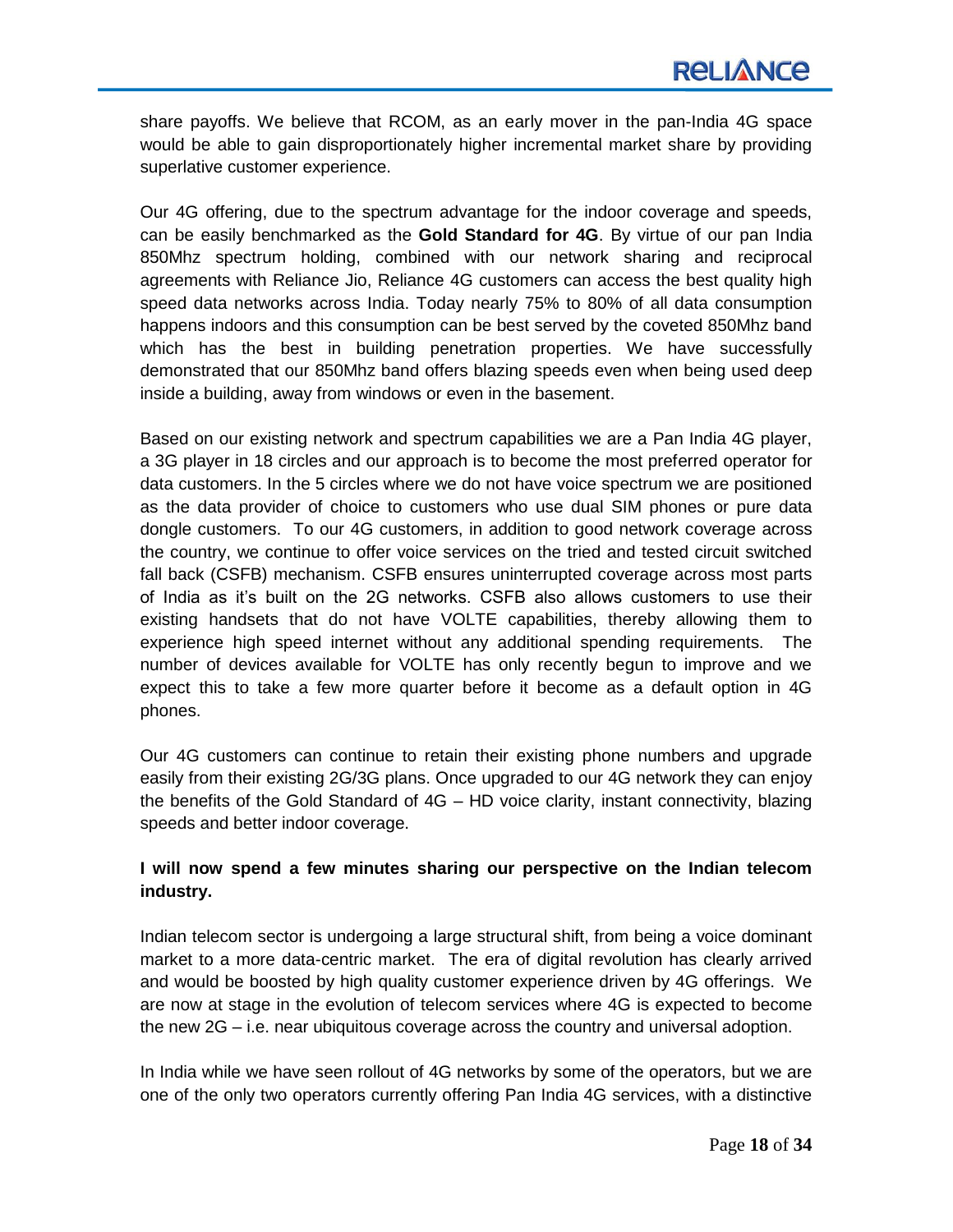share payoffs. We believe that RCOM, as an early mover in the pan-India 4G space would be able to gain disproportionately higher incremental market share by providing superlative customer experience.

Our 4G offering, due to the spectrum advantage for the indoor coverage and speeds, can be easily benchmarked as the **Gold Standard for 4G**. By virtue of our pan India 850Mhz spectrum holding, combined with our network sharing and reciprocal agreements with Reliance Jio, Reliance 4G customers can access the best quality high speed data networks across India. Today nearly 75% to 80% of all data consumption happens indoors and this consumption can be best served by the coveted 850Mhz band which has the best in building penetration properties. We have successfully demonstrated that our 850Mhz band offers blazing speeds even when being used deep inside a building, away from windows or even in the basement.

Based on our existing network and spectrum capabilities we are a Pan India 4G player, a 3G player in 18 circles and our approach is to become the most preferred operator for data customers. In the 5 circles where we do not have voice spectrum we are positioned as the data provider of choice to customers who use dual SIM phones or pure data dongle customers. To our 4G customers, in addition to good network coverage across the country, we continue to offer voice services on the tried and tested circuit switched fall back (CSFB) mechanism. CSFB ensures uninterrupted coverage across most parts of India as it's built on the 2G networks. CSFB also allows customers to use their existing handsets that do not have VOLTE capabilities, thereby allowing them to experience high speed internet without any additional spending requirements. The number of devices available for VOLTE has only recently begun to improve and we expect this to take a few more quarter before it become as a default option in 4G phones.

Our 4G customers can continue to retain their existing phone numbers and upgrade easily from their existing 2G/3G plans. Once upgraded to our 4G network they can enjoy the benefits of the Gold Standard of 4G – HD voice clarity, instant connectivity, blazing speeds and better indoor coverage.

**I will now spend a few minutes sharing our perspective on the Indian telecom industry.**

Indian telecom sector is undergoing a large structural shift, from being a voice dominant market to a more data-centric market. The era of digital revolution has clearly arrived and would be boosted by high quality customer experience driven by 4G offerings. We are now at stage in the evolution of telecom services where 4G is expected to become the new 2G – i.e. near ubiquitous coverage across the country and universal adoption.

In India while we have seen rollout of 4G networks by some of the operators, but we are one of the only two operators currently offering Pan India 4G services, with a distinctive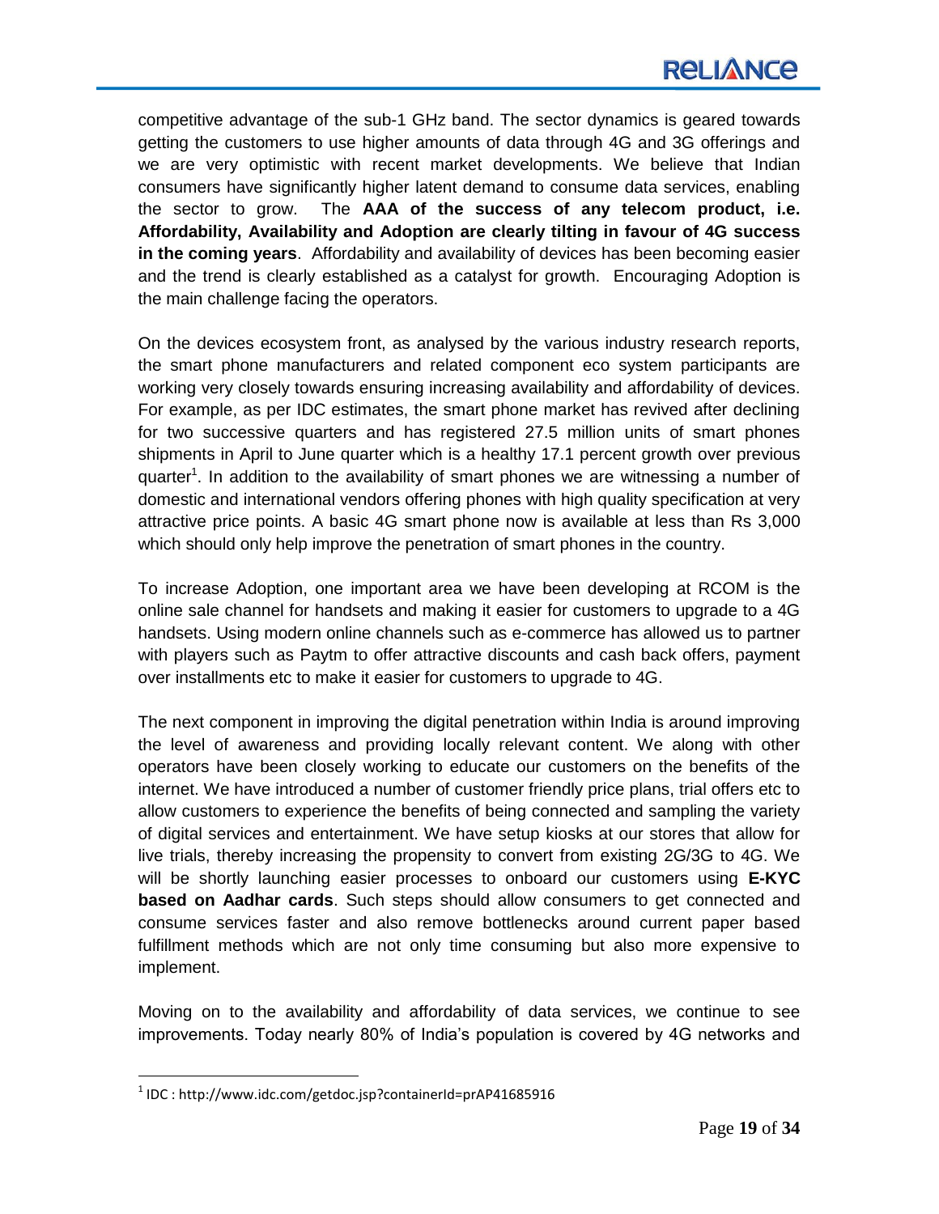competitive advantage of the sub-1 GHz band. The sector dynamics is geared towards getting the customers to use higher amounts of data through 4G and 3G offerings and we are very optimistic with recent market developments. We believe that Indian consumers have significantly higher latent demand to consume data services, enabling the sector to grow. The **AAA of the success of any telecom product, i.e. Affordability, Availability and Adoption are clearly tilting in favour of 4G success in the coming years**. Affordability and availability of devices has been becoming easier and the trend is clearly established as a catalyst for growth. Encouraging Adoption is the main challenge facing the operators.

On the devices ecosystem front, as analysed by the various industry research reports, the smart phone manufacturers and related component eco system participants are working very closely towards ensuring increasing availability and affordability of devices. For example, as per IDC estimates, the smart phone market has revived after declining for two successive quarters and has registered 27.5 million units of smart phones shipments in April to June quarter which is a healthy 17.1 percent growth over previous quarter[1]. In addition to the availability of smart phones we are witnessing a number of domestic and international vendors offering phones with high quality specification at very attractive price points. A basic 4G smart phone now is available at less than Rs 3,000 which should only help improve the penetration of smart phones in the country.

To increase Adoption, one important area we have been developing at RCOM is the online sale channel for handsets and making it easier for customers to upgrade to a 4G handsets. Using modern online channels such as e-commerce has allowed us to partner with players such as Paytm to offer attractive discounts and cash back offers, payment over installments etc to make it easier for customers to upgrade to 4G.

The next component in improving the digital penetration within India is around improving the level of awareness and providing locally relevant content. We along with other operators have been closely working to educate our customers on the benefits of the internet. We have introduced a number of customer friendly price plans, trial offers etc to allow customers to experience the benefits of being connected and sampling the variety of digital services and entertainment. We have setup kiosks at our stores that allow for live trials, thereby increasing the propensity to convert from existing 2G/3G to 4G. We will be shortly launching easier processes to onboard our customers using **E-KYC based on Aadhar cards**. Such steps should allow consumers to get connected and consume services faster and also remove bottlenecks around current paper based fulfillment methods which are not only time consuming but also more expensive to implement.

Moving on to the availability and affordability of data services, we continue to see improvements. Today nearly 80% of India's population is covered by 4G networks and

[1] IDC : http://www.idc.com/getdoc.jsp?containerId=prAP41685916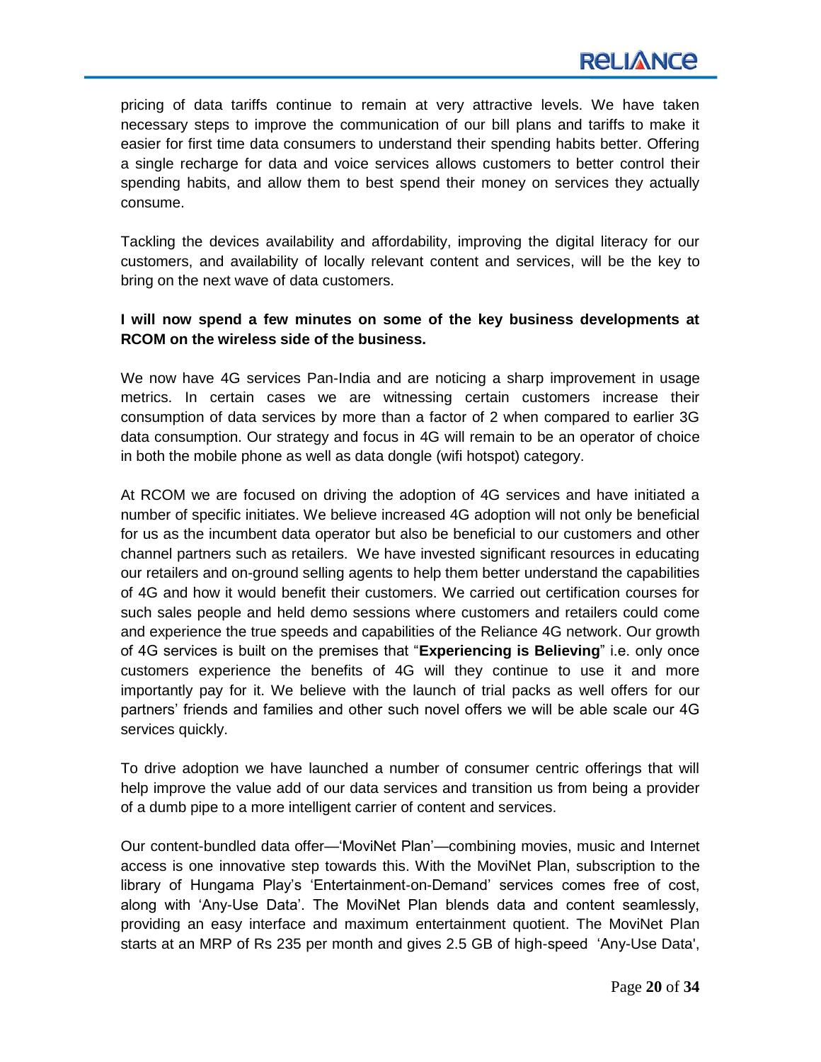pricing of data tariffs continue to remain at very attractive levels. We have taken necessary steps to improve the communication of our bill plans and tariffs to make it easier for first time data consumers to understand their spending habits better. Offering a single recharge for data and voice services allows customers to better control their spending habits, and allow them to best spend their money on services they actually consume.

Tackling the devices availability and affordability, improving the digital literacy for our customers, and availability of locally relevant content and services, will be the key to bring on the next wave of data customers.

**I will now spend a few minutes on some of the key business developments at RCOM on the wireless side of the business.**

We now have 4G services Pan-India and are noticing a sharp improvement in usage metrics. In certain cases we are witnessing certain customers increase their consumption of data services by more than a factor of 2 when compared to earlier 3G data consumption. Our strategy and focus in 4G will remain to be an operator of choice in both the mobile phone as well as data dongle (wifi hotspot) category.

At RCOM we are focused on driving the adoption of 4G services and have initiated a number of specific initiates. We believe increased 4G adoption will not only be beneficial for us as the incumbent data operator but also be beneficial to our customers and other channel partners such as retailers. We have invested significant resources in educating our retailers and on-ground selling agents to help them better understand the capabilities of 4G and how it would benefit their customers. We carried out certification courses for such sales people and held demo sessions where customers and retailers could come and experience the true speeds and capabilities of the Reliance 4G network. Our growth of 4G services is built on the premises that "**Experiencing is Believing**" i.e. only once customers experience the benefits of 4G will they continue to use it and more importantly pay for it. We believe with the launch of trial packs as well offers for our partners' friends and families and other such novel offers we will be able scale our 4G services quickly.

To drive adoption we have launched a number of consumer centric offerings that will help improve the value add of our data services and transition us from being a provider of a dumb pipe to a more intelligent carrier of content and services.

Our content-bundled data offer—'MoviNet Plan'—combining movies, music and Internet access is one innovative step towards this. With the MoviNet Plan, subscription to the library of Hungama Play's 'Entertainment-on-Demand' services comes free of cost, along with 'Any-Use Data'. The MoviNet Plan blends data and content seamlessly, providing an easy interface and maximum entertainment quotient. The MoviNet Plan starts at an MRP of Rs 235 per month and gives 2.5 GB of high-speed 'Any-Use Data',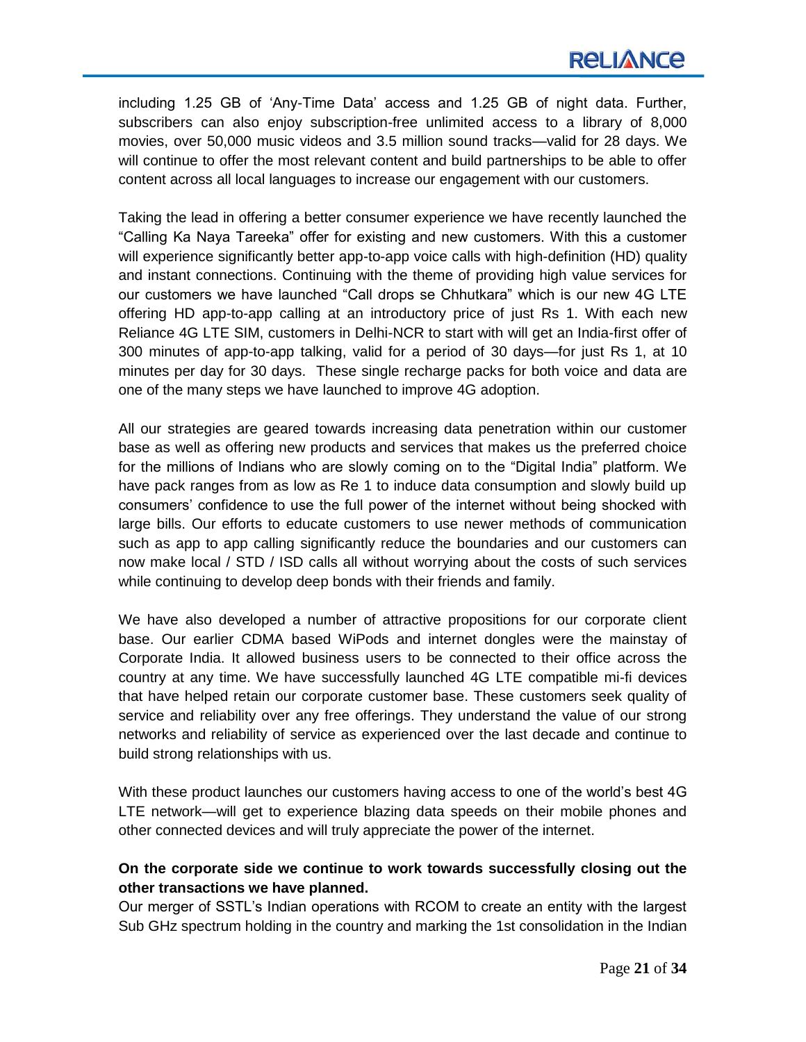including 1.25 GB of 'Any-Time Data' access and 1.25 GB of night data. Further, subscribers can also enjoy subscription-free unlimited access to a library of 8,000 movies, over 50,000 music videos and 3.5 million sound tracks—valid for 28 days. We will continue to offer the most relevant content and build partnerships to be able to offer content across all local languages to increase our engagement with our customers.

Taking the lead in offering a better consumer experience we have recently launched the "Calling Ka Naya Tareeka" offer for existing and new customers. With this a customer will experience significantly better app-to-app voice calls with high-definition (HD) quality and instant connections. Continuing with the theme of providing high value services for our customers we have launched "Call drops se Chhutkara" which is our new 4G LTE offering HD app-to-app calling at an introductory price of just Rs 1. With each new Reliance 4G LTE SIM, customers in Delhi-NCR to start with will get an India-first offer of 300 minutes of app-to-app talking, valid for a period of 30 days—for just Rs 1, at 10 minutes per day for 30 days. These single recharge packs for both voice and data are one of the many steps we have launched to improve 4G adoption.

All our strategies are geared towards increasing data penetration within our customer base as well as offering new products and services that makes us the preferred choice for the millions of Indians who are slowly coming on to the "Digital India" platform. We have pack ranges from as low as Re 1 to induce data consumption and slowly build up consumers' confidence to use the full power of the internet without being shocked with large bills. Our efforts to educate customers to use newer methods of communication such as app to app calling significantly reduce the boundaries and our customers can now make local / STD / ISD calls all without worrying about the costs of such services while continuing to develop deep bonds with their friends and family.

We have also developed a number of attractive propositions for our corporate client base. Our earlier CDMA based WiPods and internet dongles were the mainstay of Corporate India. It allowed business users to be connected to their office across the country at any time. We have successfully launched 4G LTE compatible mi-fi devices that have helped retain our corporate customer base. These customers seek quality of service and reliability over any free offerings. They understand the value of our strong networks and reliability of service as experienced over the last decade and continue to build strong relationships with us.

With these product launches our customers having access to one of the world's best 4G LTE network—will get to experience blazing data speeds on their mobile phones and other connected devices and will truly appreciate the power of the internet.

**On the corporate side we continue to work towards successfully closing out the other transactions we have planned.**

Our merger of SSTL's Indian operations with RCOM to create an entity with the largest Sub GHz spectrum holding in the country and marking the 1st consolidation in the Indian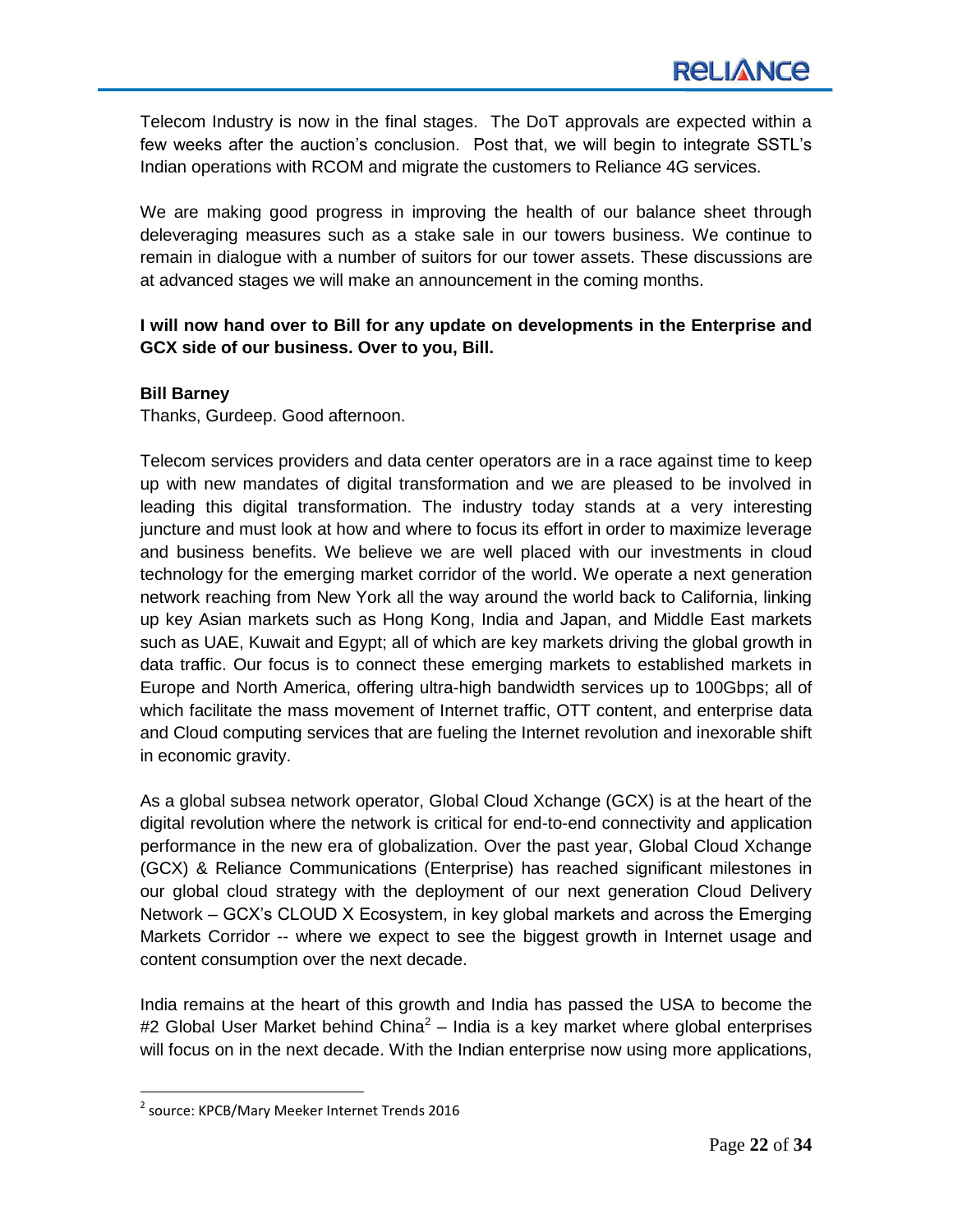Telecom Industry is now in the final stages. The DoT approvals are expected within a few weeks after the auction's conclusion. Post that, we will begin to integrate SSTL's Indian operations with RCOM and migrate the customers to Reliance 4G services.

We are making good progress in improving the health of our balance sheet through deleveraging measures such as a stake sale in our towers business. We continue to remain in dialogue with a number of suitors for our tower assets. These discussions are at advanced stages we will make an announcement in the coming months.

**I will now hand over to Bill for any update on developments in the Enterprise and GCX side of our business. Over to you, Bill.**

**Bill Barney**

Thanks, Gurdeep. Good afternoon.

Telecom services providers and data center operators are in a race against time to keep up with new mandates of digital transformation and we are pleased to be involved in leading this digital transformation. The industry today stands at a very interesting juncture and must look at how and where to focus its effort in order to maximize leverage and business benefits. We believe we are well placed with our investments in cloud technology for the emerging market corridor of the world. We operate a next generation network reaching from New York all the way around the world back to California, linking up key Asian markets such as Hong Kong, India and Japan, and Middle East markets such as UAE, Kuwait and Egypt; all of which are key markets driving the global growth in data traffic. Our focus is to connect these emerging markets to established markets in Europe and North America, offering ultra-high bandwidth services up to 100Gbps; all of which facilitate the mass movement of Internet traffic, OTT content, and enterprise data and Cloud computing services that are fueling the Internet revolution and inexorable shift in economic gravity.

As a global subsea network operator, Global Cloud Xchange (GCX) is at the heart of the digital revolution where the network is critical for end-to-end connectivity and application performance in the new era of globalization. Over the past year, Global Cloud Xchange (GCX) & Reliance Communications (Enterprise) has reached significant milestones in our global cloud strategy with the deployment of our next generation Cloud Delivery Network – GCX's CLOUD X Ecosystem, in key global markets and across the Emerging Markets Corridor -- where we expect to see the biggest growth in Internet usage and content consumption over the next decade.

India remains at the heart of this growth and India has passed the USA to become the #2 Global User Market behind China[2] – India is a key market where global enterprises will focus on in the next decade. With the Indian enterprise now using more applications,

[2] source: KPCB/Mary Meeker Internet Trends 2016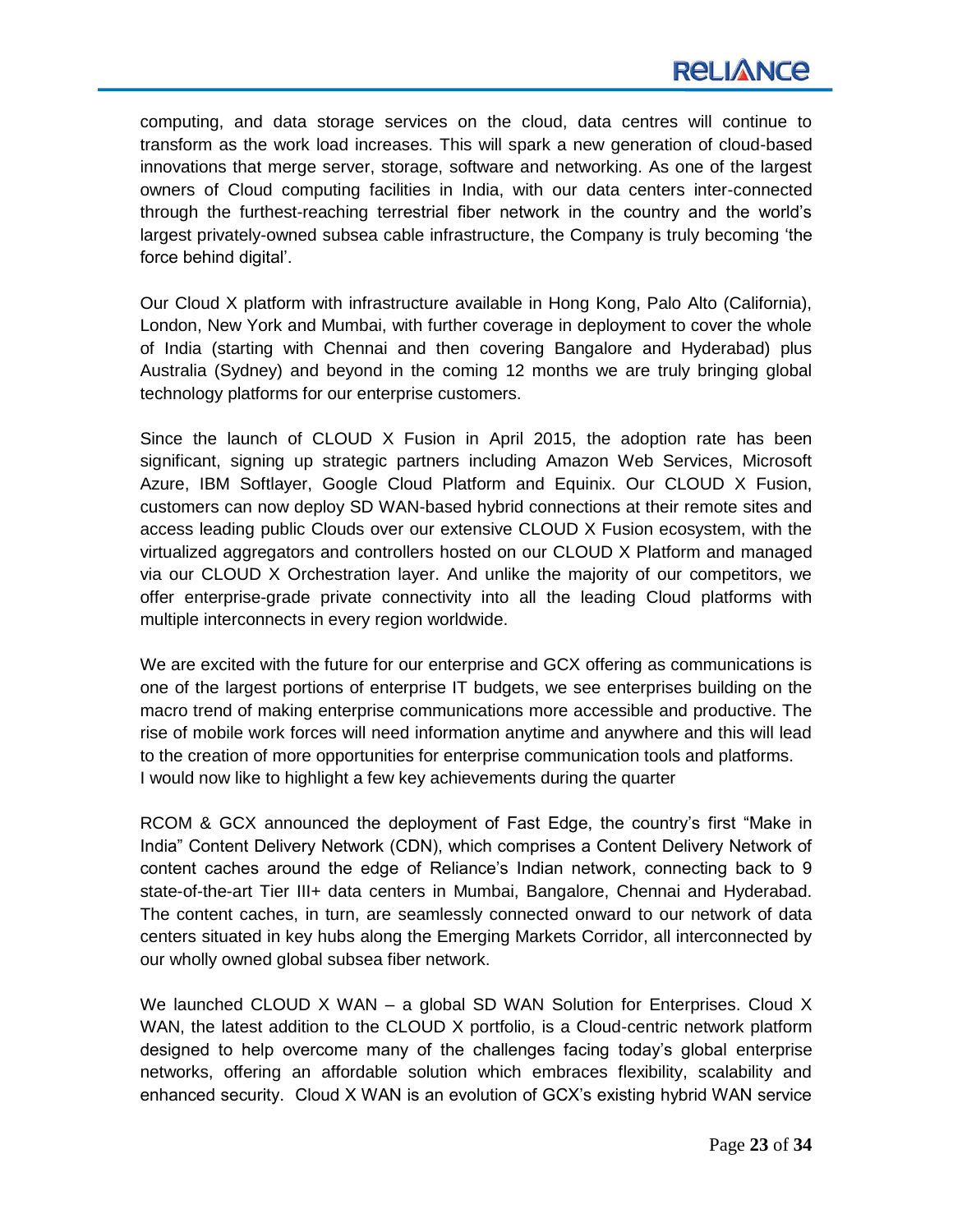computing, and data storage services on the cloud, data centres will continue to transform as the work load increases. This will spark a new generation of cloud-based innovations that merge server, storage, software and networking. As one of the largest owners of Cloud computing facilities in India, with our data centers inter-connected through the furthest-reaching terrestrial fiber network in the country and the world's largest privately-owned subsea cable infrastructure, the Company is truly becoming 'the force behind digital'.

Our Cloud X platform with infrastructure available in Hong Kong, Palo Alto (California), London, New York and Mumbai, with further coverage in deployment to cover the whole of India (starting with Chennai and then covering Bangalore and Hyderabad) plus Australia (Sydney) and beyond in the coming 12 months we are truly bringing global technology platforms for our enterprise customers.

Since the launch of CLOUD X Fusion in April 2015, the adoption rate has been significant, signing up strategic partners including Amazon Web Services, Microsoft Azure, IBM Softlayer, Google Cloud Platform and Equinix. Our CLOUD X Fusion, customers can now deploy SD WAN-based hybrid connections at their remote sites and access leading public Clouds over our extensive CLOUD X Fusion ecosystem, with the virtualized aggregators and controllers hosted on our CLOUD X Platform and managed via our CLOUD X Orchestration layer. And unlike the majority of our competitors, we offer enterprise-grade private connectivity into all the leading Cloud platforms with multiple interconnects in every region worldwide.

We are excited with the future for our enterprise and GCX offering as communications is one of the largest portions of enterprise IT budgets, we see enterprises building on the macro trend of making enterprise communications more accessible and productive. The rise of mobile work forces will need information anytime and anywhere and this will lead to the creation of more opportunities for enterprise communication tools and platforms.
I would now like to highlight a few key achievements during the quarter

RCOM & GCX announced the deployment of Fast Edge, the country's first "Make in India" Content Delivery Network (CDN), which comprises a Content Delivery Network of content caches around the edge of Reliance's Indian network, connecting back to 9 state-of-the-art Tier III+ data centers in Mumbai, Bangalore, Chennai and Hyderabad. The content caches, in turn, are seamlessly connected onward to our network of data centers situated in key hubs along the Emerging Markets Corridor, all interconnected by our wholly owned global subsea fiber network.

We launched CLOUD X WAN – a global SD WAN Solution for Enterprises. Cloud X WAN, the latest addition to the CLOUD X portfolio, is a Cloud-centric network platform designed to help overcome many of the challenges facing today's global enterprise networks, offering an affordable solution which embraces flexibility, scalability and enhanced security. Cloud X WAN is an evolution of GCX's existing hybrid WAN service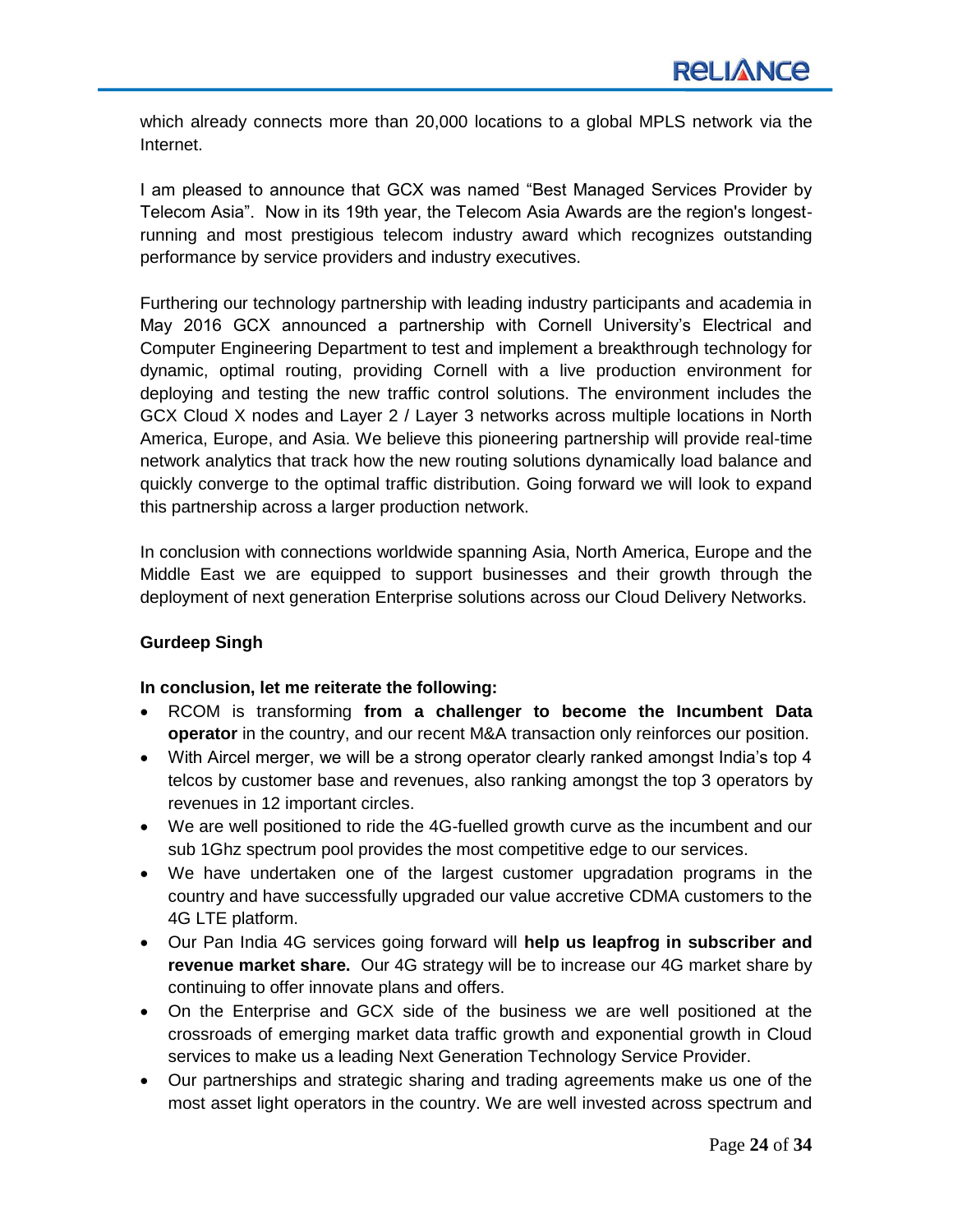which already connects more than 20,000 locations to a global MPLS network via the Internet.

I am pleased to announce that GCX was named “Best Managed Services Provider by Telecom Asia”. Now in its 19th year, the Telecom Asia Awards are the region's longest-running and most prestigious telecom industry award which recognizes outstanding performance by service providers and industry executives.

Furthering our technology partnership with leading industry participants and academia in May 2016 GCX announced a partnership with Cornell University’s Electrical and Computer Engineering Department to test and implement a breakthrough technology for dynamic, optimal routing, providing Cornell with a live production environment for deploying and testing the new traffic control solutions. The environment includes the GCX Cloud X nodes and Layer 2 / Layer 3 networks across multiple locations in North America, Europe, and Asia. We believe this pioneering partnership will provide real-time network analytics that track how the new routing solutions dynamically load balance and quickly converge to the optimal traffic distribution. Going forward we will look to expand this partnership across a larger production network.

In conclusion with connections worldwide spanning Asia, North America, Europe and the Middle East we are equipped to support businesses and their growth through the deployment of next generation Enterprise solutions across our Cloud Delivery Networks.

**Gurdeep Singh**

**In conclusion, let me reiterate the following:**

- RCOM is transforming **from a challenger to become the Incumbent Data operator** in the country, and our recent M&A transaction only reinforces our position.
- With Aircel merger, we will be a strong operator clearly ranked amongst India’s top 4 telcos by customer base and revenues, also ranking amongst the top 3 operators by revenues in 12 important circles.
- We are well positioned to ride the 4G-fuelled growth curve as the incumbent and our sub 1Ghz spectrum pool provides the most competitive edge to our services.
- We have undertaken one of the largest customer upgradation programs in the country and have successfully upgraded our value accretive CDMA customers to the 4G LTE platform.
- Our Pan India 4G services going forward will **help us leapfrog in subscriber and revenue market share.** Our 4G strategy will be to increase our 4G market share by continuing to offer innovate plans and offers.
- On the Enterprise and GCX side of the business we are well positioned at the crossroads of emerging market data traffic growth and exponential growth in Cloud services to make us a leading Next Generation Technology Service Provider.
- Our partnerships and strategic sharing and trading agreements make us one of the most asset light operators in the country. We are well invested across spectrum and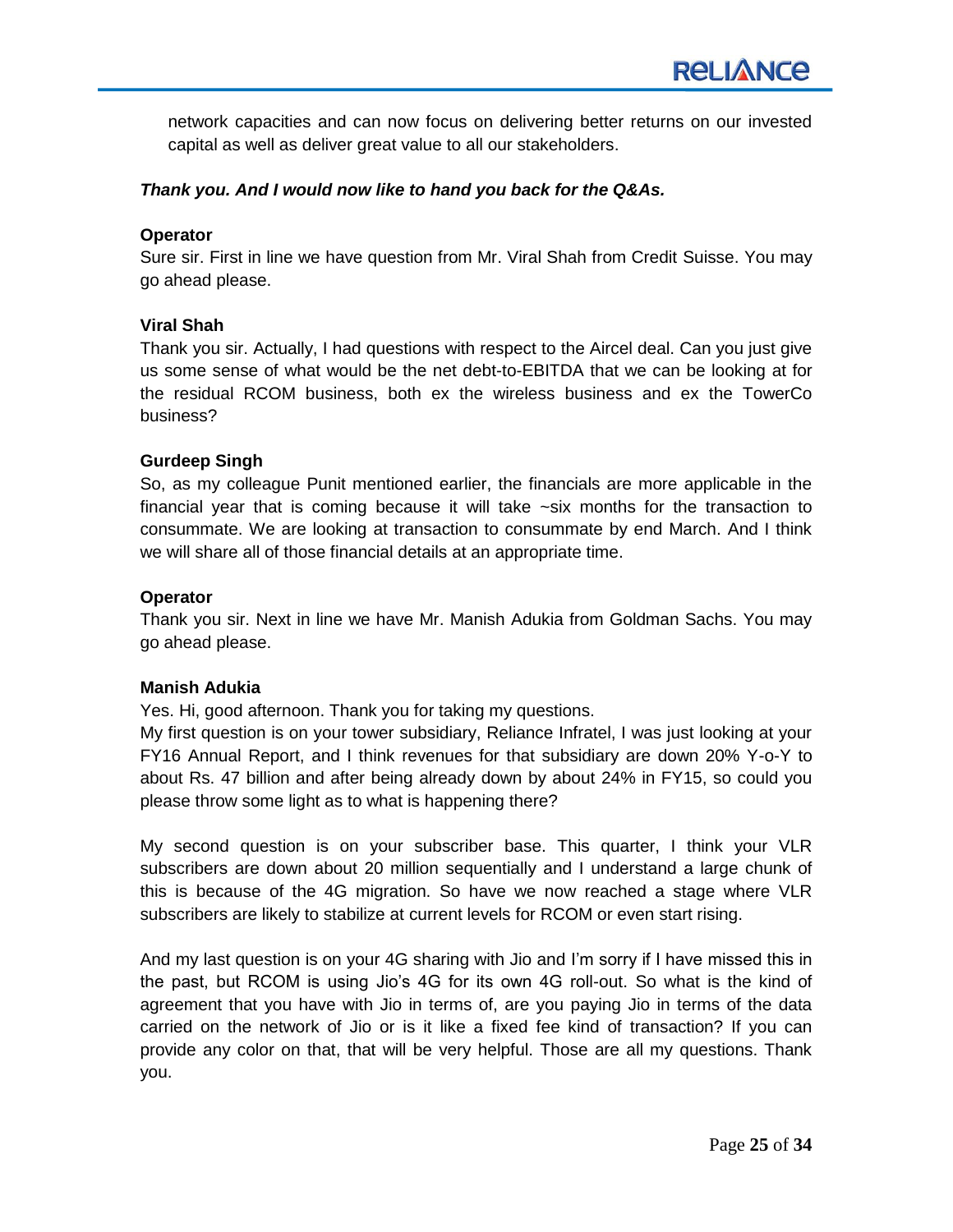network capacities and can now focus on delivering better returns on our invested capital as well as deliver great value to all our stakeholders.

***Thank you. And I would now like to hand you back for the Q&As.***

**Operator**

Sure sir. First in line we have question from Mr. Viral Shah from Credit Suisse. You may go ahead please.

**Viral Shah**

Thank you sir. Actually, I had questions with respect to the Aircel deal. Can you just give us some sense of what would be the net debt-to-EBITDA that we can be looking at for the residual RCOM business, both ex the wireless business and ex the TowerCo business?

**Gurdeep Singh**

So, as my colleague Punit mentioned earlier, the financials are more applicable in the financial year that is coming because it will take ~six months for the transaction to consummate. We are looking at transaction to consummate by end March. And I think we will share all of those financial details at an appropriate time.

**Operator**

Thank you sir. Next in line we have Mr. Manish Adukia from Goldman Sachs. You may go ahead please.

**Manish Adukia**

Yes. Hi, good afternoon. Thank you for taking my questions.

My first question is on your tower subsidiary, Reliance Infratel, I was just looking at your FY16 Annual Report, and I think revenues for that subsidiary are down 20% Y-o-Y to about Rs. 47 billion and after being already down by about 24% in FY15, so could you please throw some light as to what is happening there?

My second question is on your subscriber base. This quarter, I think your VLR subscribers are down about 20 million sequentially and I understand a large chunk of this is because of the 4G migration. So have we now reached a stage where VLR subscribers are likely to stabilize at current levels for RCOM or even start rising.

And my last question is on your 4G sharing with Jio and I'm sorry if I have missed this in the past, but RCOM is using Jio's 4G for its own 4G roll-out. So what is the kind of agreement that you have with Jio in terms of, are you paying Jio in terms of the data carried on the network of Jio or is it like a fixed fee kind of transaction? If you can provide any color on that, that will be very helpful. Those are all my questions. Thank you.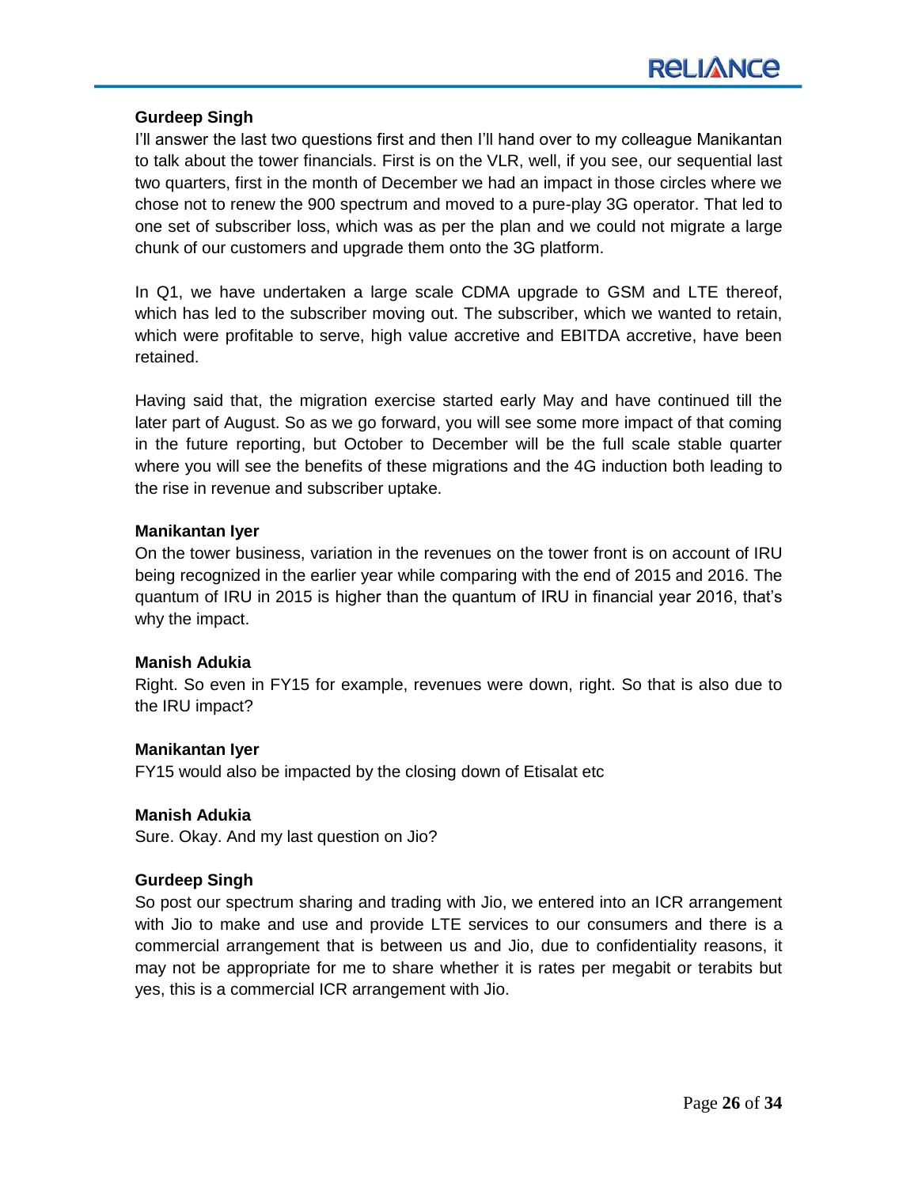**Gurdeep Singh**

I'll answer the last two questions first and then I'll hand over to my colleague Manikantan to talk about the tower financials. First is on the VLR, well, if you see, our sequential last two quarters, first in the month of December we had an impact in those circles where we chose not to renew the 900 spectrum and moved to a pure-play 3G operator. That led to one set of subscriber loss, which was as per the plan and we could not migrate a large chunk of our customers and upgrade them onto the 3G platform.

In Q1, we have undertaken a large scale CDMA upgrade to GSM and LTE thereof, which has led to the subscriber moving out. The subscriber, which we wanted to retain, which were profitable to serve, high value accretive and EBITDA accretive, have been retained.

Having said that, the migration exercise started early May and have continued till the later part of August. So as we go forward, you will see some more impact of that coming in the future reporting, but October to December will be the full scale stable quarter where you will see the benefits of these migrations and the 4G induction both leading to the rise in revenue and subscriber uptake.

**Manikantan Iyer**

On the tower business, variation in the revenues on the tower front is on account of IRU being recognized in the earlier year while comparing with the end of 2015 and 2016. The quantum of IRU in 2015 is higher than the quantum of IRU in financial year 2016, that's why the impact.

**Manish Adukia**

Right. So even in FY15 for example, revenues were down, right. So that is also due to the IRU impact?

**Manikantan Iyer**

FY15 would also be impacted by the closing down of Etisalat etc

**Manish Adukia**

Sure. Okay. And my last question on Jio?

**Gurdeep Singh**

So post our spectrum sharing and trading with Jio, we entered into an ICR arrangement with Jio to make and use and provide LTE services to our consumers and there is a commercial arrangement that is between us and Jio, due to confidentiality reasons, it may not be appropriate for me to share whether it is rates per megabit or terabits but yes, this is a commercial ICR arrangement with Jio.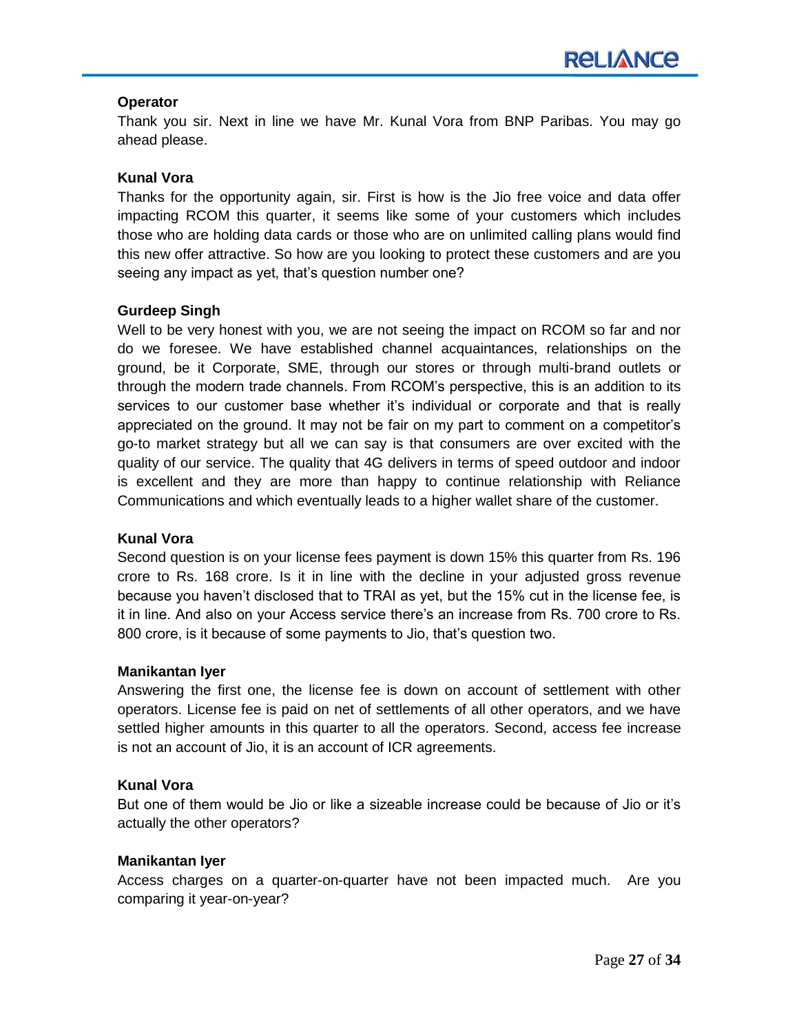**Operator**

Thank you sir. Next in line we have Mr. Kunal Vora from BNP Paribas. You may go ahead please.

**Kunal Vora**

Thanks for the opportunity again, sir. First is how is the Jio free voice and data offer impacting RCOM this quarter, it seems like some of your customers which includes those who are holding data cards or those who are on unlimited calling plans would find this new offer attractive. So how are you looking to protect these customers and are you seeing any impact as yet, that's question number one?

**Gurdeep Singh**

Well to be very honest with you, we are not seeing the impact on RCOM so far and nor do we foresee. We have established channel acquaintances, relationships on the ground, be it Corporate, SME, through our stores or through multi-brand outlets or through the modern trade channels. From RCOM's perspective, this is an addition to its services to our customer base whether it's individual or corporate and that is really appreciated on the ground. It may not be fair on my part to comment on a competitor's go-to market strategy but all we can say is that consumers are over excited with the quality of our service. The quality that 4G delivers in terms of speed outdoor and indoor is excellent and they are more than happy to continue relationship with Reliance Communications and which eventually leads to a higher wallet share of the customer.

**Kunal Vora**

Second question is on your license fees payment is down 15% this quarter from Rs. 196 crore to Rs. 168 crore. Is it in line with the decline in your adjusted gross revenue because you haven't disclosed that to TRAI as yet, but the 15% cut in the license fee, is it in line. And also on your Access service there's an increase from Rs. 700 crore to Rs. 800 crore, is it because of some payments to Jio, that's question two.

**Manikantan Iyer**

Answering the first one, the license fee is down on account of settlement with other operators. License fee is paid on net of settlements of all other operators, and we have settled higher amounts in this quarter to all the operators. Second, access fee increase is not an account of Jio, it is an account of ICR agreements.

**Kunal Vora**

But one of them would be Jio or like a sizeable increase could be because of Jio or it's actually the other operators?

**Manikantan Iyer**

Access charges on a quarter-on-quarter have not been impacted much. Are you comparing it year-on-year?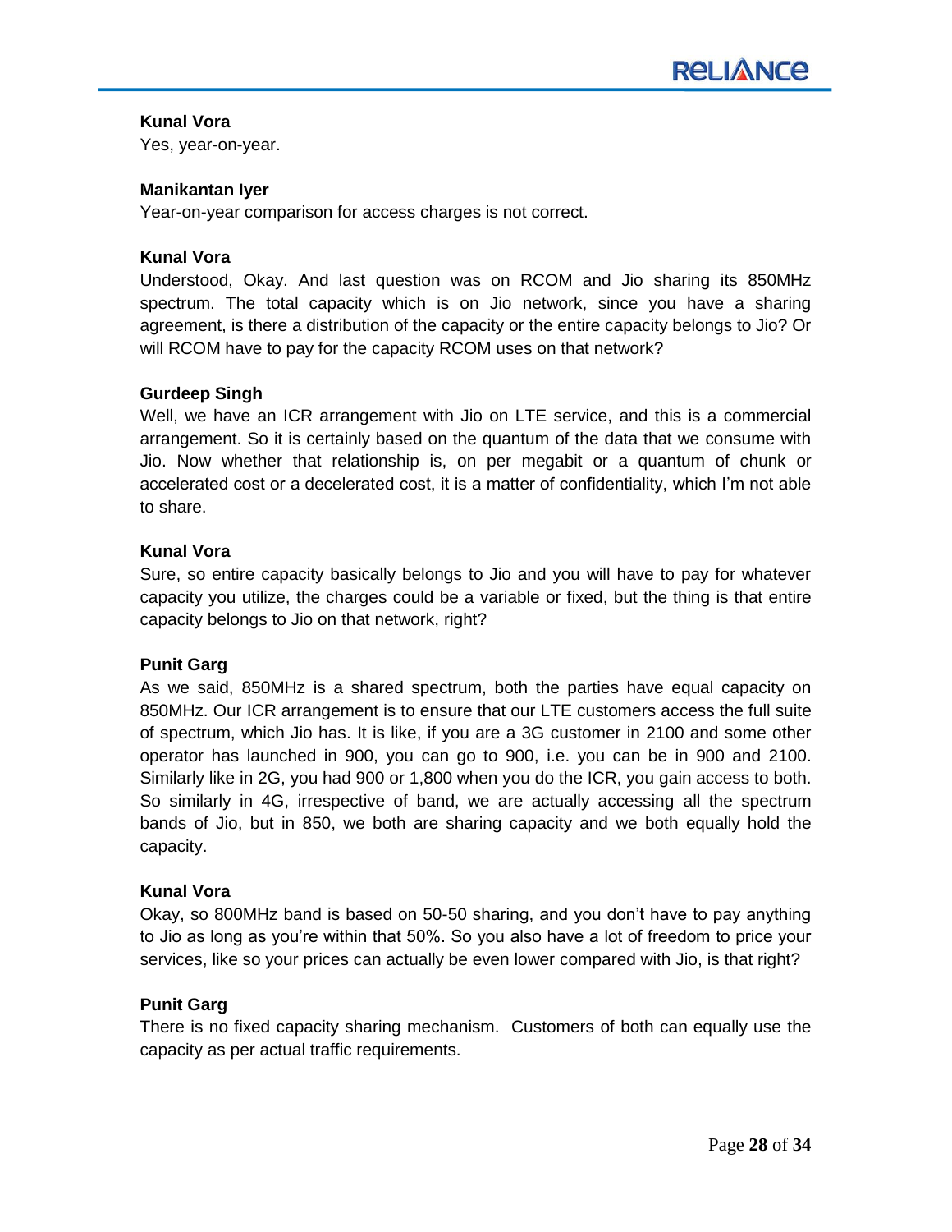**Kunal Vora**

Yes, year-on-year.

**Manikantan Iyer**

Year-on-year comparison for access charges is not correct.

**Kunal Vora**

Understood, Okay. And last question was on RCOM and Jio sharing its 850MHz spectrum. The total capacity which is on Jio network, since you have a sharing agreement, is there a distribution of the capacity or the entire capacity belongs to Jio? Or will RCOM have to pay for the capacity RCOM uses on that network?

**Gurdeep Singh**

Well, we have an ICR arrangement with Jio on LTE service, and this is a commercial arrangement. So it is certainly based on the quantum of the data that we consume with Jio. Now whether that relationship is, on per megabit or a quantum of chunk or accelerated cost or a decelerated cost, it is a matter of confidentiality, which I'm not able to share.

**Kunal Vora**

Sure, so entire capacity basically belongs to Jio and you will have to pay for whatever capacity you utilize, the charges could be a variable or fixed, but the thing is that entire capacity belongs to Jio on that network, right?

**Punit Garg**

As we said, 850MHz is a shared spectrum, both the parties have equal capacity on 850MHz. Our ICR arrangement is to ensure that our LTE customers access the full suite of spectrum, which Jio has. It is like, if you are a 3G customer in 2100 and some other operator has launched in 900, you can go to 900, i.e. you can be in 900 and 2100. Similarly like in 2G, you had 900 or 1,800 when you do the ICR, you gain access to both. So similarly in 4G, irrespective of band, we are actually accessing all the spectrum bands of Jio, but in 850, we both are sharing capacity and we both equally hold the capacity.

**Kunal Vora**

Okay, so 800MHz band is based on 50-50 sharing, and you don't have to pay anything to Jio as long as you're within that 50%. So you also have a lot of freedom to price your services, like so your prices can actually be even lower compared with Jio, is that right?

**Punit Garg**

There is no fixed capacity sharing mechanism. Customers of both can equally use the capacity as per actual traffic requirements.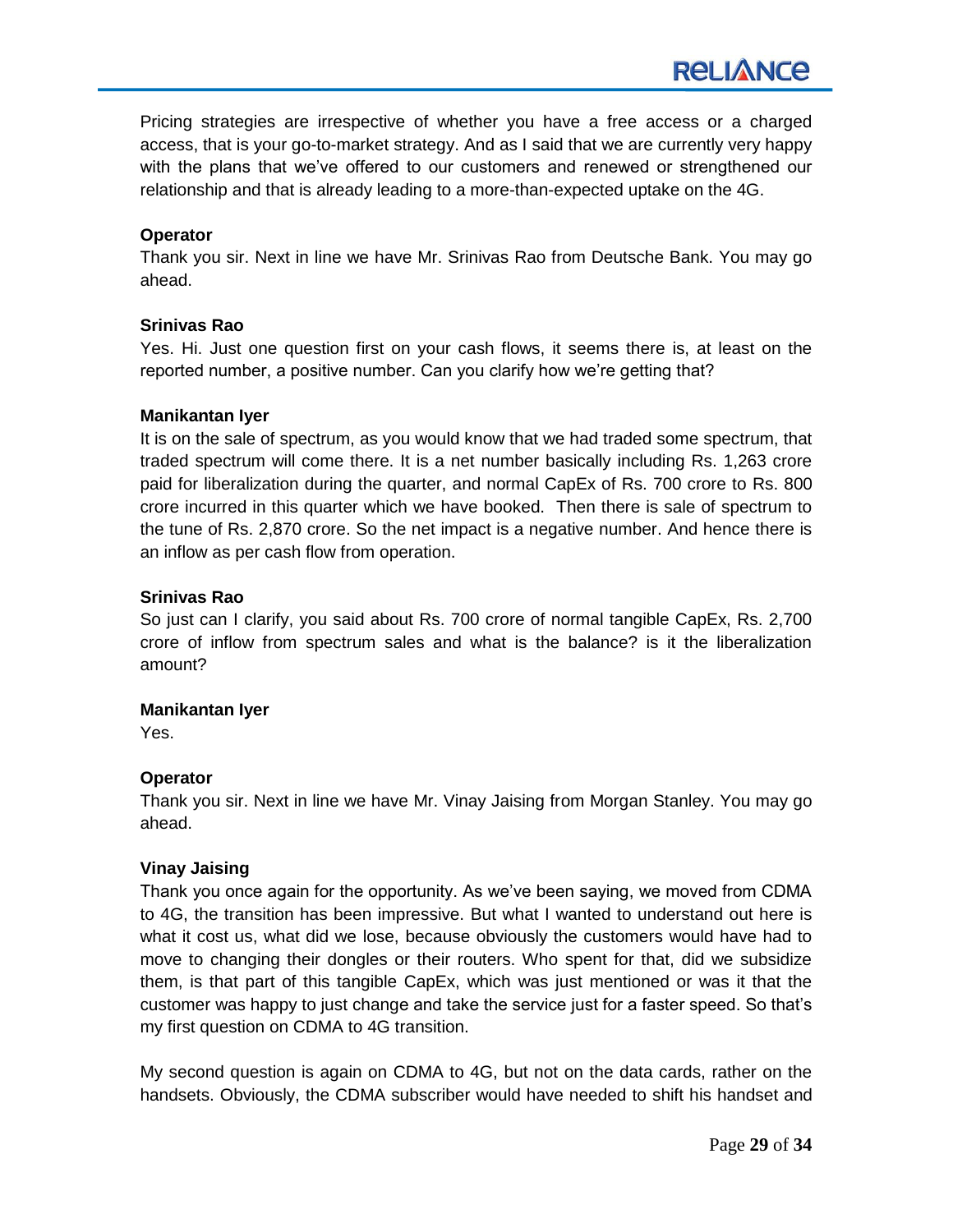Pricing strategies are irrespective of whether you have a free access or a charged access, that is your go-to-market strategy. And as I said that we are currently very happy with the plans that we've offered to our customers and renewed or strengthened our relationship and that is already leading to a more-than-expected uptake on the 4G.

**Operator**

Thank you sir. Next in line we have Mr. Srinivas Rao from Deutsche Bank. You may go ahead.

**Srinivas Rao**

Yes. Hi. Just one question first on your cash flows, it seems there is, at least on the reported number, a positive number. Can you clarify how we're getting that?

**Manikantan Iyer**

It is on the sale of spectrum, as you would know that we had traded some spectrum, that traded spectrum will come there. It is a net number basically including Rs. 1,263 crore paid for liberalization during the quarter, and normal CapEx of Rs. 700 crore to Rs. 800 crore incurred in this quarter which we have booked. Then there is sale of spectrum to the tune of Rs. 2,870 crore. So the net impact is a negative number. And hence there is an inflow as per cash flow from operation.

**Srinivas Rao**

So just can I clarify, you said about Rs. 700 crore of normal tangible CapEx, Rs. 2,700 crore of inflow from spectrum sales and what is the balance? is it the liberalization amount?

**Manikantan Iyer**

Yes.

**Operator**

Thank you sir. Next in line we have Mr. Vinay Jaising from Morgan Stanley. You may go ahead.

**Vinay Jaising**

Thank you once again for the opportunity. As we've been saying, we moved from CDMA to 4G, the transition has been impressive. But what I wanted to understand out here is what it cost us, what did we lose, because obviously the customers would have had to move to changing their dongles or their routers. Who spent for that, did we subsidize them, is that part of this tangible CapEx, which was just mentioned or was it that the customer was happy to just change and take the service just for a faster speed. So that's my first question on CDMA to 4G transition.

My second question is again on CDMA to 4G, but not on the data cards, rather on the handsets. Obviously, the CDMA subscriber would have needed to shift his handset and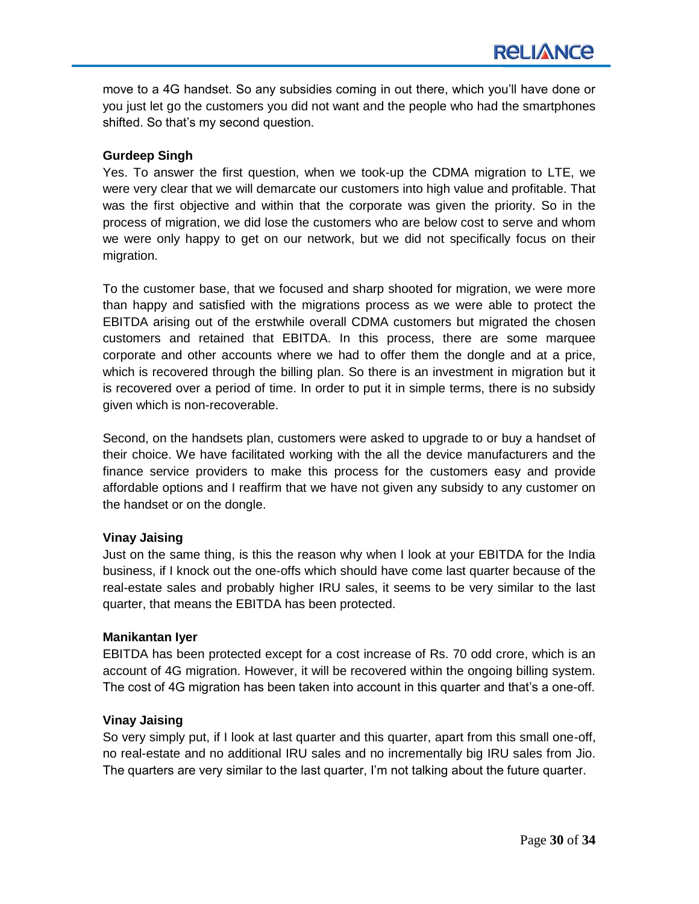move to a 4G handset. So any subsidies coming in out there, which you'll have done or you just let go the customers you did not want and the people who had the smartphones shifted. So that's my second question.

**Gurdeep Singh**

Yes. To answer the first question, when we took-up the CDMA migration to LTE, we were very clear that we will demarcate our customers into high value and profitable. That was the first objective and within that the corporate was given the priority. So in the process of migration, we did lose the customers who are below cost to serve and whom we were only happy to get on our network, but we did not specifically focus on their migration.

To the customer base, that we focused and sharp shooted for migration, we were more than happy and satisfied with the migrations process as we were able to protect the EBITDA arising out of the erstwhile overall CDMA customers but migrated the chosen customers and retained that EBITDA. In this process, there are some marquee corporate and other accounts where we had to offer them the dongle and at a price, which is recovered through the billing plan. So there is an investment in migration but it is recovered over a period of time. In order to put it in simple terms, there is no subsidy given which is non-recoverable.

Second, on the handsets plan, customers were asked to upgrade to or buy a handset of their choice. We have facilitated working with the all the device manufacturers and the finance service providers to make this process for the customers easy and provide affordable options and I reaffirm that we have not given any subsidy to any customer on the handset or on the dongle.

**Vinay Jaising**

Just on the same thing, is this the reason why when I look at your EBITDA for the India business, if I knock out the one-offs which should have come last quarter because of the real-estate sales and probably higher IRU sales, it seems to be very similar to the last quarter, that means the EBITDA has been protected.

**Manikantan Iyer**

EBITDA has been protected except for a cost increase of Rs. 70 odd crore, which is an account of 4G migration. However, it will be recovered within the ongoing billing system. The cost of 4G migration has been taken into account in this quarter and that's a one-off.

**Vinay Jaising**

So very simply put, if I look at last quarter and this quarter, apart from this small one-off, no real-estate and no additional IRU sales and no incrementally big IRU sales from Jio. The quarters are very similar to the last quarter, I'm not talking about the future quarter.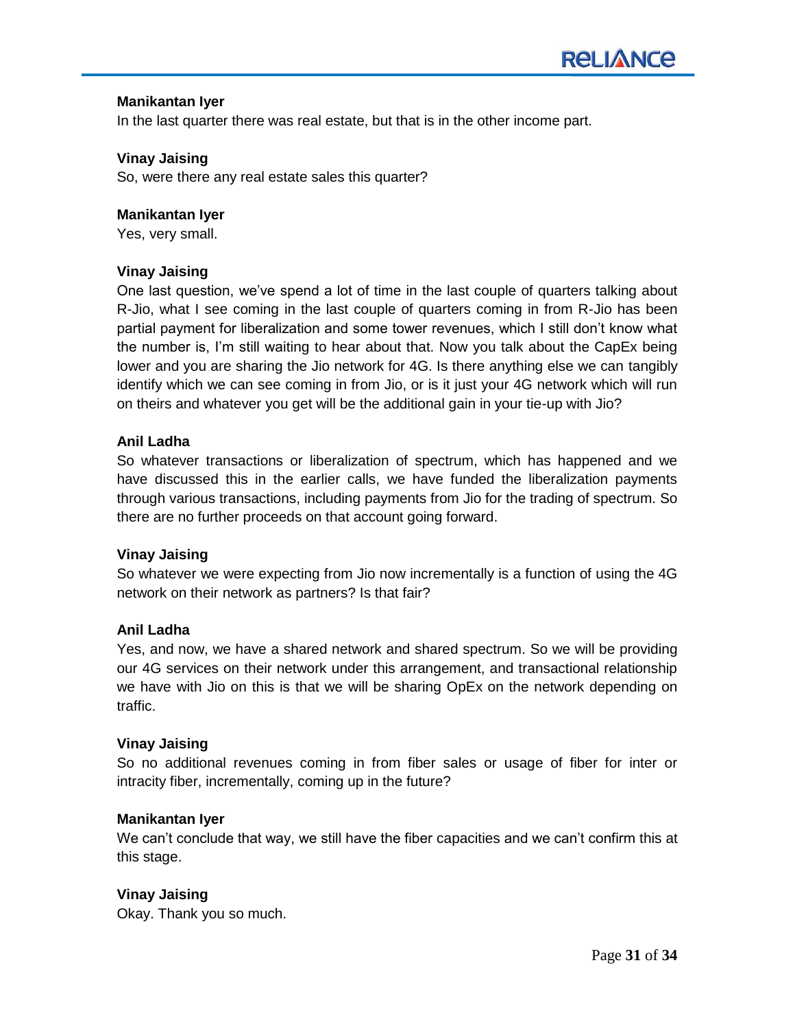**Manikantan Iyer**

In the last quarter there was real estate, but that is in the other income part.

**Vinay Jaising**

So, were there any real estate sales this quarter?

**Manikantan Iyer**

Yes, very small.

**Vinay Jaising**

One last question, we've spend a lot of time in the last couple of quarters talking about R-Jio, what I see coming in the last couple of quarters coming in from R-Jio has been partial payment for liberalization and some tower revenues, which I still don't know what the number is, I'm still waiting to hear about that. Now you talk about the CapEx being lower and you are sharing the Jio network for 4G. Is there anything else we can tangibly identify which we can see coming in from Jio, or is it just your 4G network which will run on theirs and whatever you get will be the additional gain in your tie-up with Jio?

**Anil Ladha**

So whatever transactions or liberalization of spectrum, which has happened and we have discussed this in the earlier calls, we have funded the liberalization payments through various transactions, including payments from Jio for the trading of spectrum. So there are no further proceeds on that account going forward.

**Vinay Jaising**

So whatever we were expecting from Jio now incrementally is a function of using the 4G network on their network as partners? Is that fair?

**Anil Ladha**

Yes, and now, we have a shared network and shared spectrum. So we will be providing our 4G services on their network under this arrangement, and transactional relationship we have with Jio on this is that we will be sharing OpEx on the network depending on traffic.

**Vinay Jaising**

So no additional revenues coming in from fiber sales or usage of fiber for inter or intracity fiber, incrementally, coming up in the future?

**Manikantan Iyer**

We can't conclude that way, we still have the fiber capacities and we can't confirm this at this stage.

**Vinay Jaising**

Okay. Thank you so much.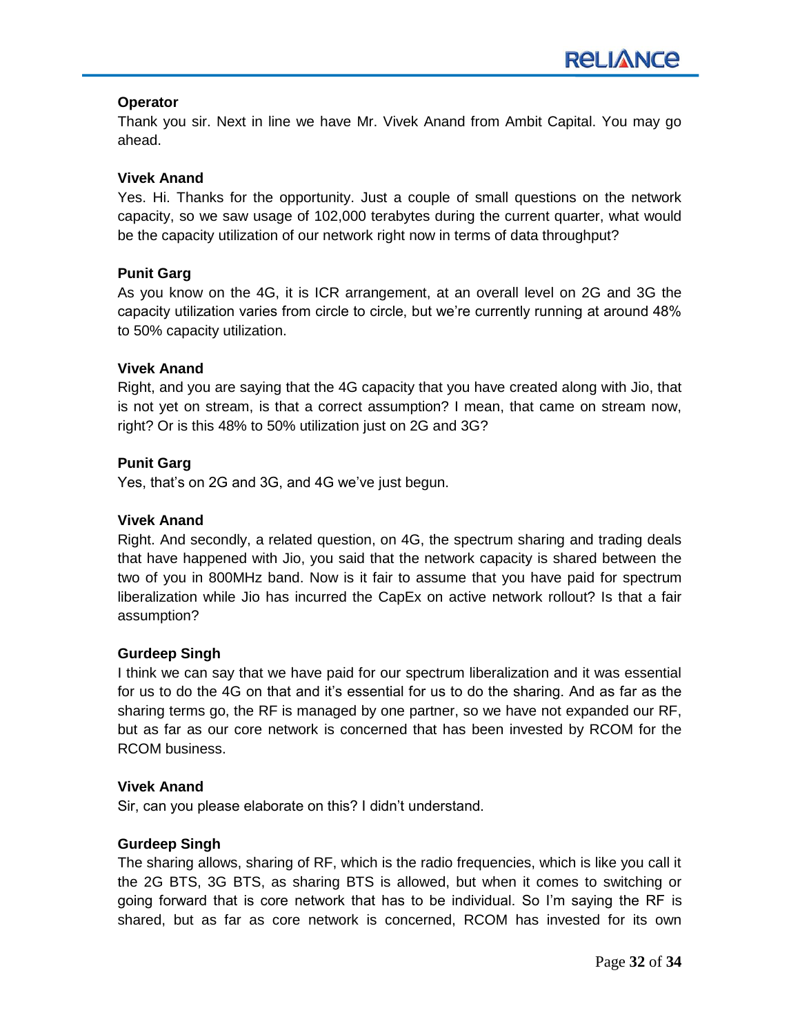**Operator**

Thank you sir. Next in line we have Mr. Vivek Anand from Ambit Capital. You may go ahead.

**Vivek Anand**

Yes. Hi. Thanks for the opportunity. Just a couple of small questions on the network capacity, so we saw usage of 102,000 terabytes during the current quarter, what would be the capacity utilization of our network right now in terms of data throughput?

**Punit Garg**

As you know on the 4G, it is ICR arrangement, at an overall level on 2G and 3G the capacity utilization varies from circle to circle, but we're currently running at around 48% to 50% capacity utilization.

**Vivek Anand**

Right, and you are saying that the 4G capacity that you have created along with Jio, that is not yet on stream, is that a correct assumption? I mean, that came on stream now, right? Or is this 48% to 50% utilization just on 2G and 3G?

**Punit Garg**

Yes, that's on 2G and 3G, and 4G we've just begun.

**Vivek Anand**

Right. And secondly, a related question, on 4G, the spectrum sharing and trading deals that have happened with Jio, you said that the network capacity is shared between the two of you in 800MHz band. Now is it fair to assume that you have paid for spectrum liberalization while Jio has incurred the CapEx on active network rollout? Is that a fair assumption?

**Gurdeep Singh**

I think we can say that we have paid for our spectrum liberalization and it was essential for us to do the 4G on that and it's essential for us to do the sharing. And as far as the sharing terms go, the RF is managed by one partner, so we have not expanded our RF, but as far as our core network is concerned that has been invested by RCOM for the RCOM business.

**Vivek Anand**

Sir, can you please elaborate on this? I didn't understand.

**Gurdeep Singh**

The sharing allows, sharing of RF, which is the radio frequencies, which is like you call it the 2G BTS, 3G BTS, as sharing BTS is allowed, but when it comes to switching or going forward that is core network that has to be individual. So I'm saying the RF is shared, but as far as core network is concerned, RCOM has invested for its own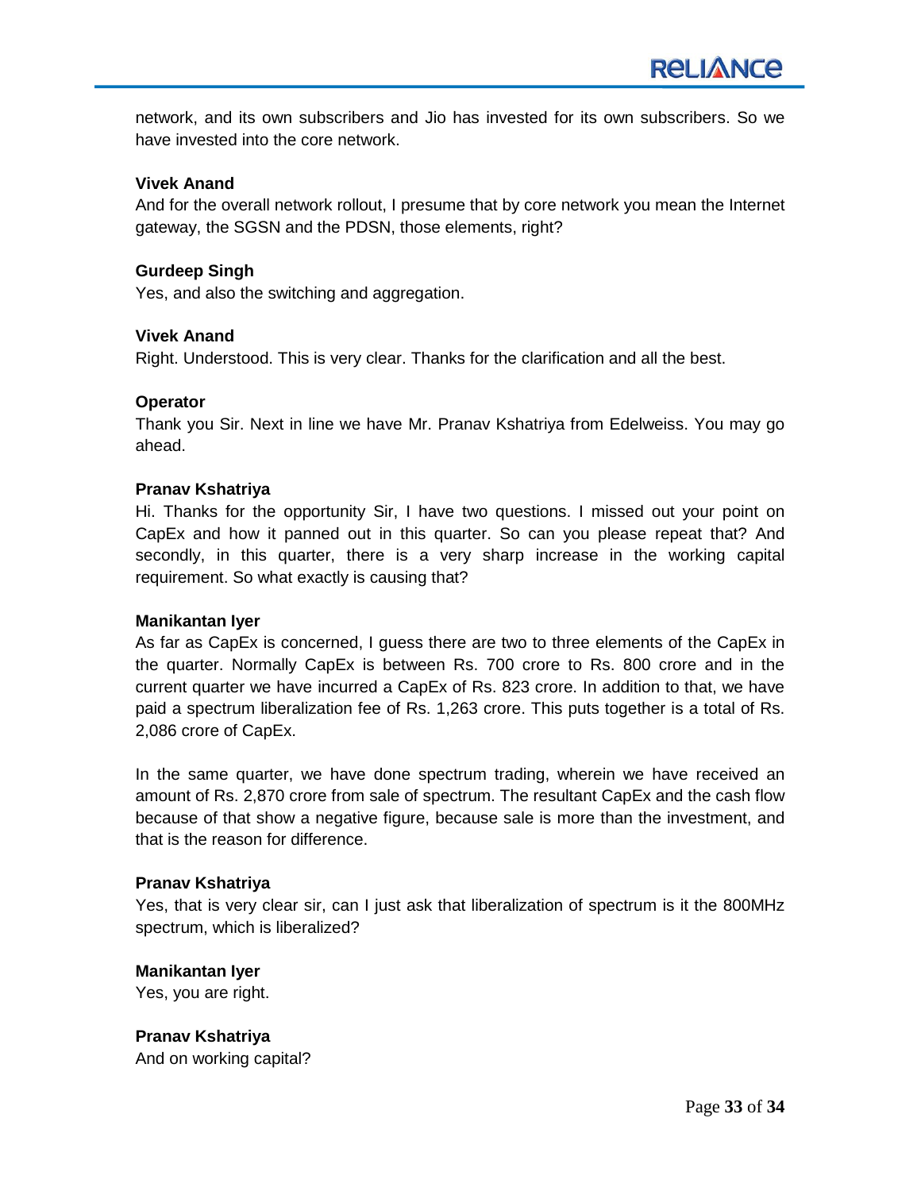network, and its own subscribers and Jio has invested for its own subscribers. So we have invested into the core network.

**Vivek Anand**

And for the overall network rollout, I presume that by core network you mean the Internet gateway, the SGSN and the PDSN, those elements, right?

**Gurdeep Singh**

Yes, and also the switching and aggregation.

**Vivek Anand**

Right. Understood. This is very clear. Thanks for the clarification and all the best.

**Operator**

Thank you Sir. Next in line we have Mr. Pranav Kshatriya from Edelweiss. You may go ahead.

**Pranav Kshatriya**

Hi. Thanks for the opportunity Sir, I have two questions. I missed out your point on CapEx and how it panned out in this quarter. So can you please repeat that? And secondly, in this quarter, there is a very sharp increase in the working capital requirement. So what exactly is causing that?

**Manikantan Iyer**

As far as CapEx is concerned, I guess there are two to three elements of the CapEx in the quarter. Normally CapEx is between Rs. 700 crore to Rs. 800 crore and in the current quarter we have incurred a CapEx of Rs. 823 crore. In addition to that, we have paid a spectrum liberalization fee of Rs. 1,263 crore. This puts together is a total of Rs. 2,086 crore of CapEx.

In the same quarter, we have done spectrum trading, wherein we have received an amount of Rs. 2,870 crore from sale of spectrum. The resultant CapEx and the cash flow because of that show a negative figure, because sale is more than the investment, and that is the reason for difference.

**Pranav Kshatriya**

Yes, that is very clear sir, can I just ask that liberalization of spectrum is it the 800MHz spectrum, which is liberalized?

**Manikantan Iyer**

Yes, you are right.

**Pranav Kshatriya**

And on working capital?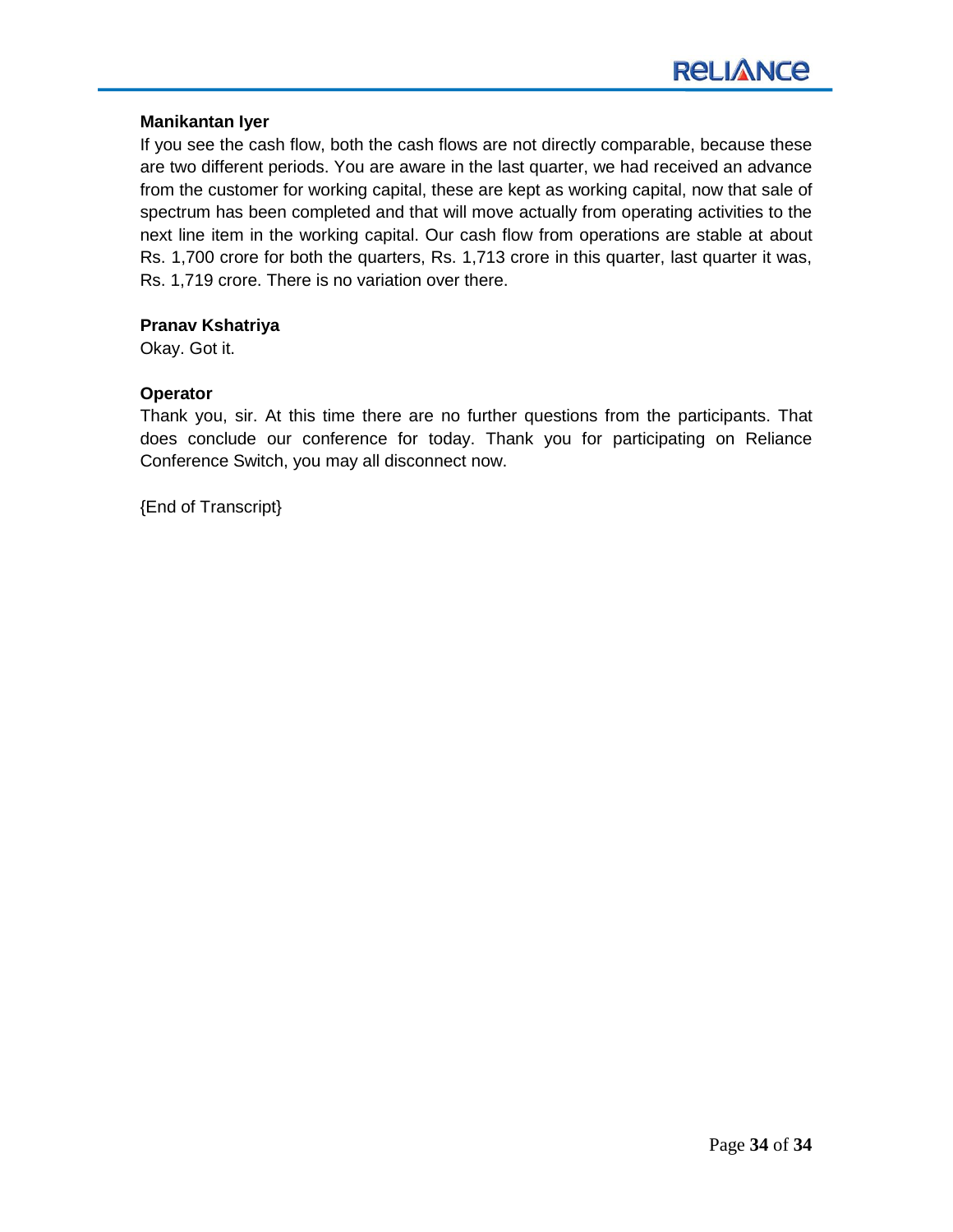**Manikantan Iyer**

If you see the cash flow, both the cash flows are not directly comparable, because these are two different periods. You are aware in the last quarter, we had received an advance from the customer for working capital, these are kept as working capital, now that sale of spectrum has been completed and that will move actually from operating activities to the next line item in the working capital. Our cash flow from operations are stable at about Rs. 1,700 crore for both the quarters, Rs. 1,713 crore in this quarter, last quarter it was, Rs. 1,719 crore. There is no variation over there.

**Pranav Kshatriya**

Okay. Got it.

**Operator**

Thank you, sir. At this time there are no further questions from the participants. That does conclude our conference for today. Thank you for participating on Reliance Conference Switch, you may all disconnect now.

{End of Transcript}